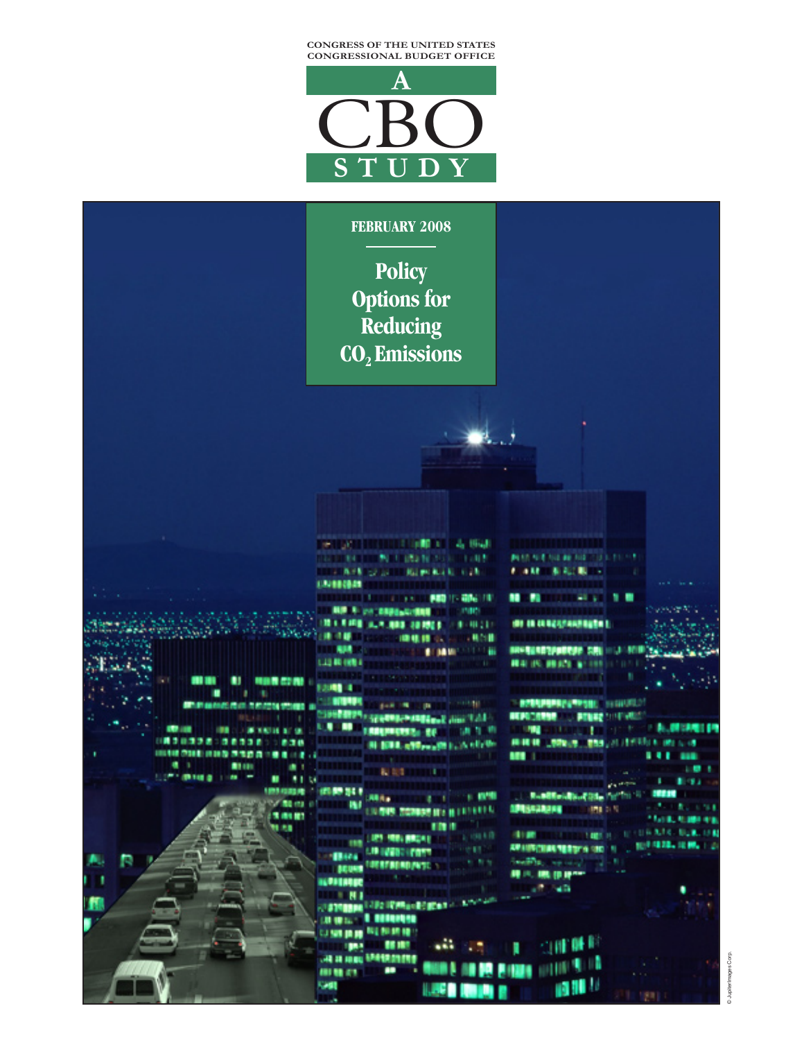CONGRESS OF THE UNITED STATES
CONGRESSIONAL BUDGET OFFICE

# A CBO STUDY

FEBRUARY 2008

# Policy Options for Reducing $CO_2$ Emissions

© JupiterImages Corp.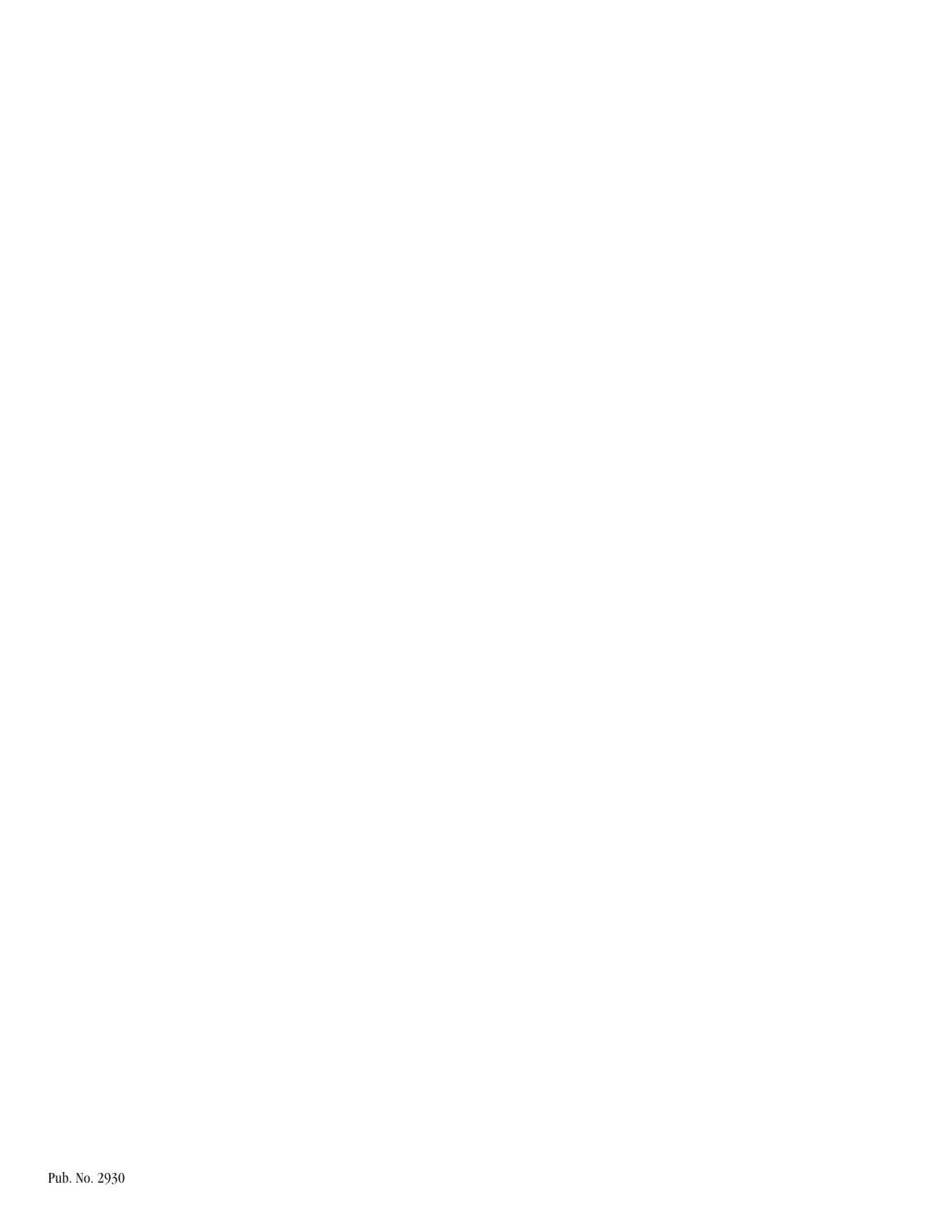Pub. No. 2930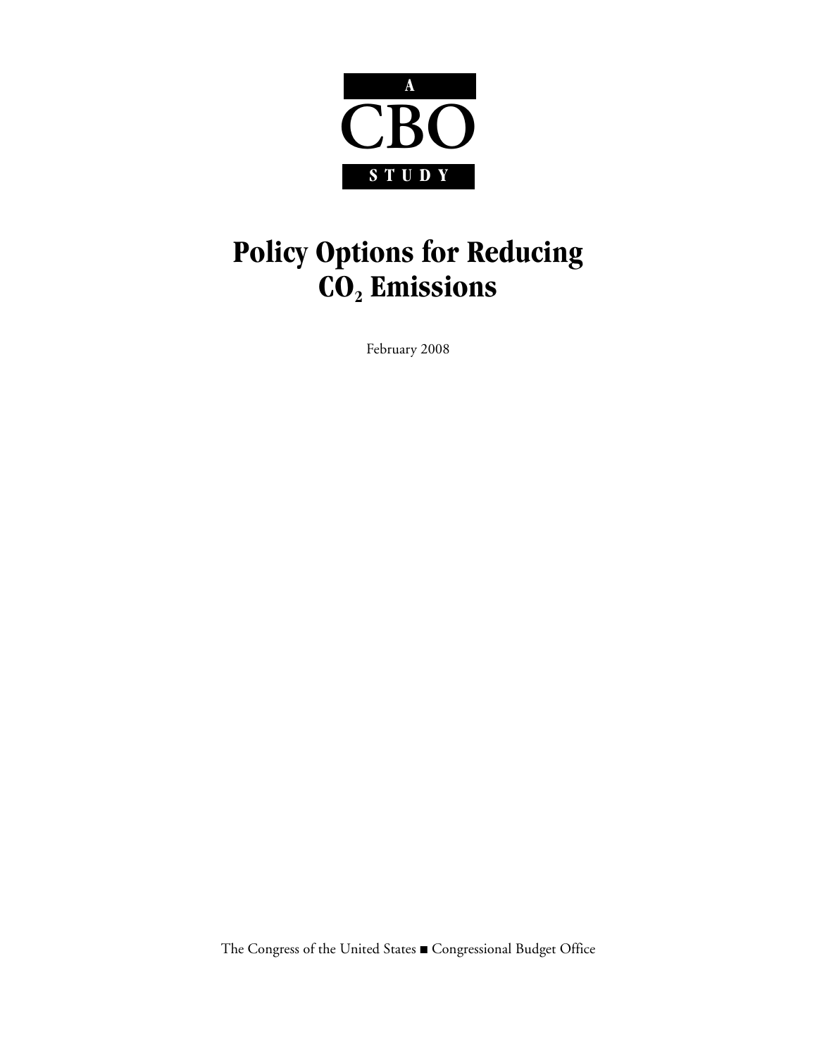A

CBO

STUDY

# Policy Options for Reducing $CO_2$ Emissions

February 2008

The Congress of the United States ■ Congressional Budget Office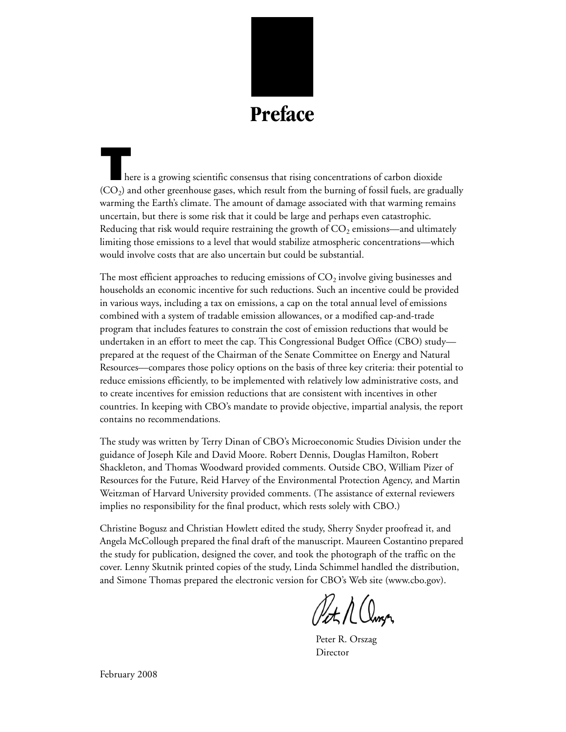# Preface

There is a growing scientific consensus that rising concentrations of carbon dioxide ($CO_2$) and other greenhouse gases, which result from the burning of fossil fuels, are gradually warming the Earth's climate. The amount of damage associated with that warming remains uncertain, but there is some risk that it could be large and perhaps even catastrophic. Reducing that risk would require restraining the growth of $CO_2$ emissions—and ultimately limiting those emissions to a level that would stabilize atmospheric concentrations—which would involve costs that are also uncertain but could be substantial.

The most efficient approaches to reducing emissions of $CO_2$ involve giving businesses and households an economic incentive for such reductions. Such an incentive could be provided in various ways, including a tax on emissions, a cap on the total annual level of emissions combined with a system of tradable emission allowances, or a modified cap-and-trade program that includes features to constrain the cost of emission reductions that would be undertaken in an effort to meet the cap. This Congressional Budget Office (CBO) study—prepared at the request of the Chairman of the Senate Committee on Energy and Natural Resources—compares those policy options on the basis of three key criteria: their potential to reduce emissions efficiently, to be implemented with relatively low administrative costs, and to create incentives for emission reductions that are consistent with incentives in other countries. In keeping with CBO's mandate to provide objective, impartial analysis, the report contains no recommendations.

The study was written by Terry Dinan of CBO's Microeconomic Studies Division under the guidance of Joseph Kile and David Moore. Robert Dennis, Douglas Hamilton, Robert Shackleton, and Thomas Woodward provided comments. Outside CBO, William Pizer of Resources for the Future, Reid Harvey of the Environmental Protection Agency, and Martin Weitzman of Harvard University provided comments. (The assistance of external reviewers implies no responsibility for the final product, which rests solely with CBO.)

Christine Bogusz and Christian Howlett edited the study, Sherry Snyder proofread it, and Angela McCollough prepared the final draft of the manuscript. Maureen Costantino prepared the study for publication, designed the cover, and took the photograph of the traffic on the cover. Lenny Skutnik printed copies of the study, Linda Schimmel handled the distribution, and Simone Thomas prepared the electronic version for CBO's Web site (www.cbo.gov).

Peter R. Orszag
Director

February 2008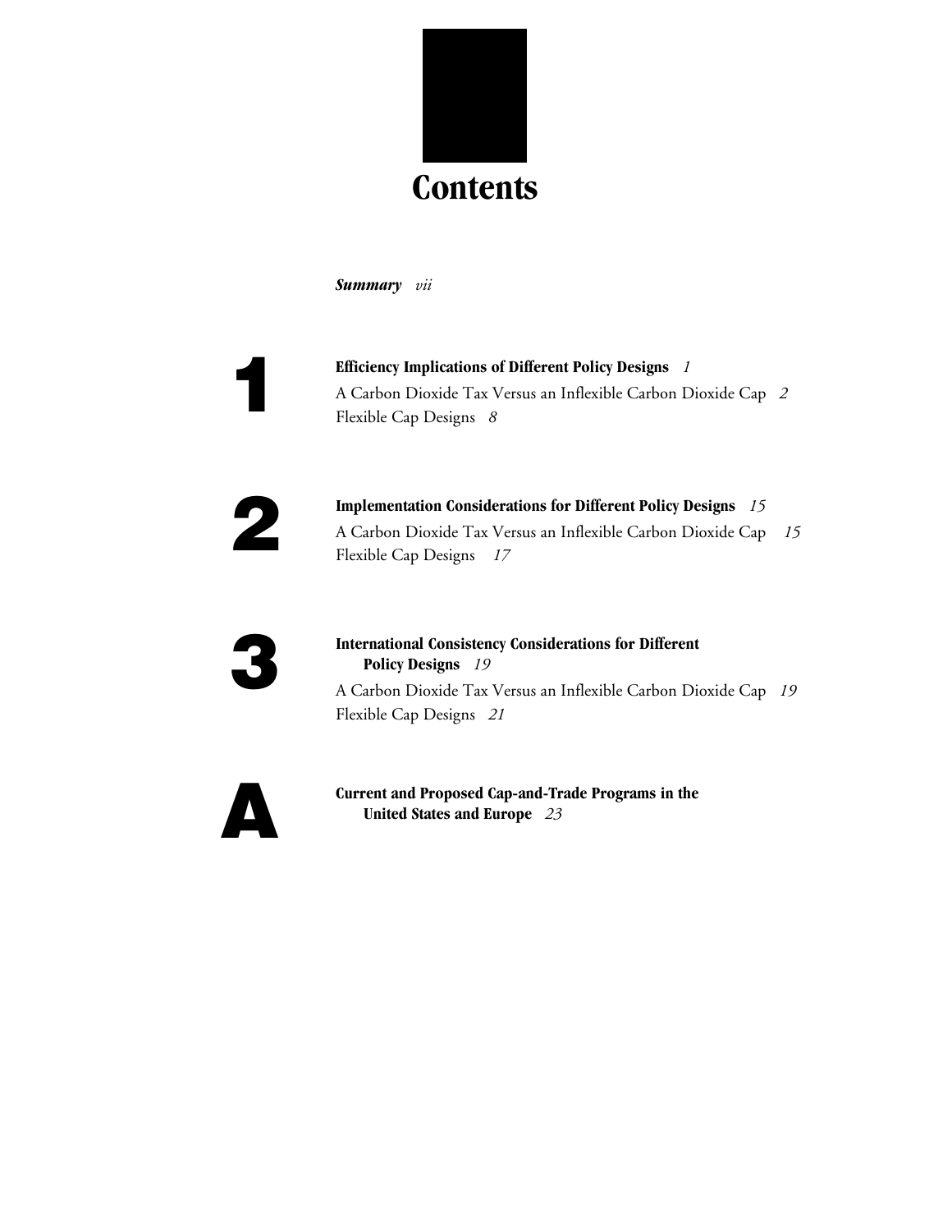# Contents

***Summary*** *vii*

**1** **Efficiency Implications of Different Policy Designs** *1*

A Carbon Dioxide Tax Versus an Inflexible Carbon Dioxide Cap *2*

Flexible Cap Designs *8*

**2** **Implementation Considerations for Different Policy Designs** *15*

A Carbon Dioxide Tax Versus an Inflexible Carbon Dioxide Cap *15*

Flexible Cap Designs *17*

**3** **International Consistency Considerations for Different Policy Designs** *19*

A Carbon Dioxide Tax Versus an Inflexible Carbon Dioxide Cap *19*

Flexible Cap Designs *21*

**A** **Current and Proposed Cap-and-Trade Programs in the United States and Europe** *23*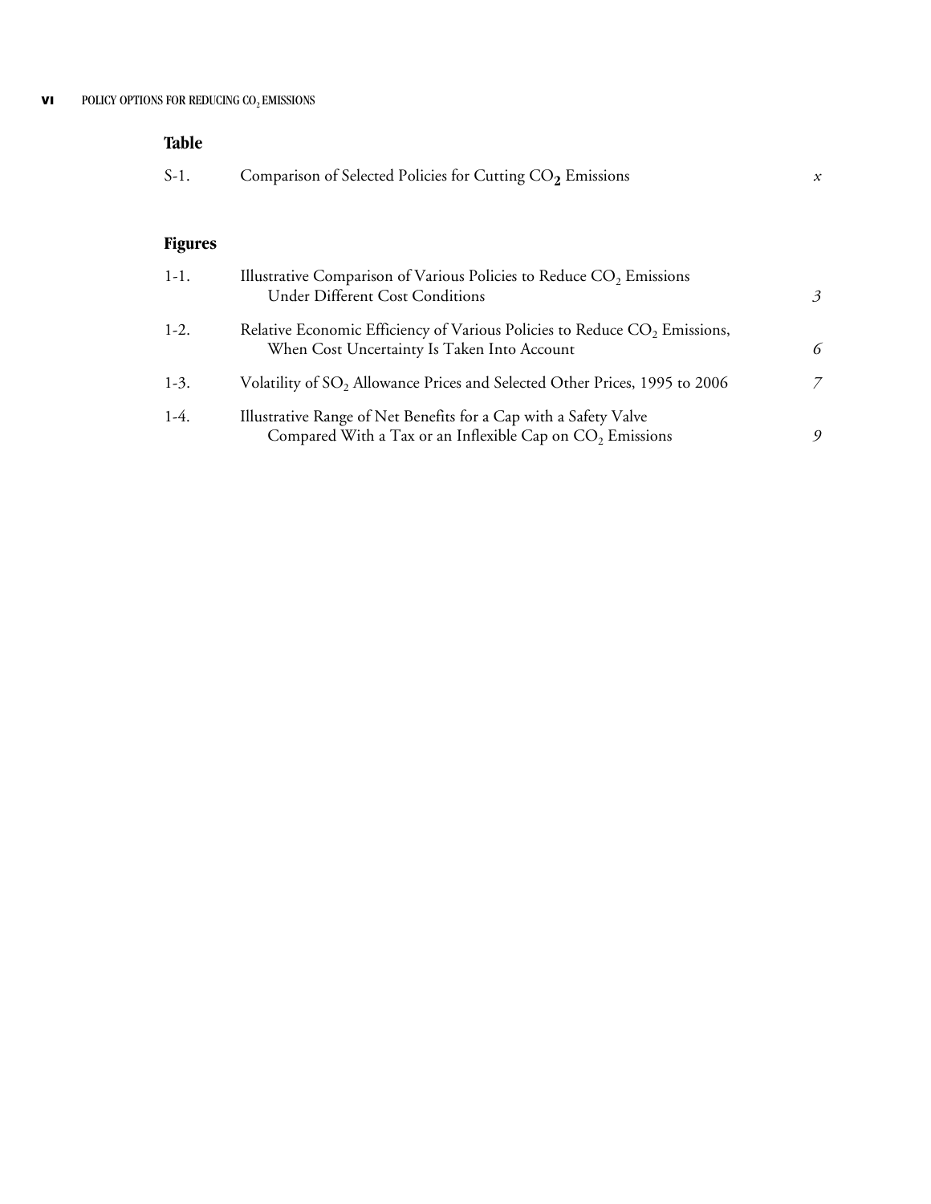## Table

| | | |
|---|---|---|
| S-1. | Comparison of Selected Policies for Cutting $CO_2$ Emissions | *x* |

## Figures

| | | |
|---|---|---|
| 1-1. | Illustrative Comparison of Various Policies to Reduce $CO_2$ Emissions Under Different Cost Conditions | *3* |
| 1-2. | Relative Economic Efficiency of Various Policies to Reduce $CO_2$ Emissions, When Cost Uncertainty Is Taken Into Account | *6* |
| 1-3. | Volatility of $SO_2$ Allowance Prices and Selected Other Prices, 1995 to 2006 | *7* |
| 1-4. | Illustrative Range of Net Benefits for a Cap with a Safety Valve Compared With a Tax or an Inflexible Cap on $CO_2$ Emissions | *9* |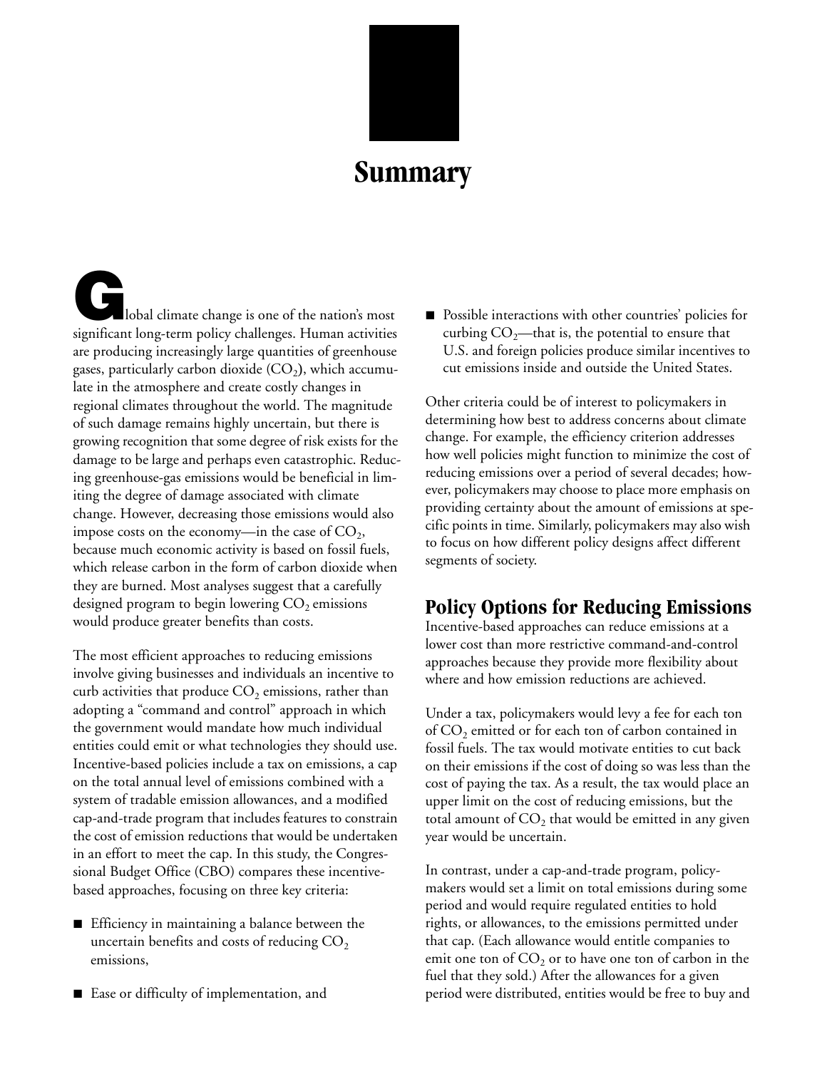# Summary

Global climate change is one of the nation's most significant long-term policy challenges. Human activities are producing increasingly large quantities of greenhouse gases, particularly carbon dioxide ($CO_2$), which accumulate in the atmosphere and create costly changes in regional climates throughout the world. The magnitude of such damage remains highly uncertain, but there is growing recognition that some degree of risk exists for the damage to be large and perhaps even catastrophic. Reducing greenhouse-gas emissions would be beneficial in limiting the degree of damage associated with climate change. However, decreasing those emissions would also impose costs on the economy—in the case of $CO_2$, because much economic activity is based on fossil fuels, which release carbon in the form of carbon dioxide when they are burned. Most analyses suggest that a carefully designed program to begin lowering $CO_2$ emissions would produce greater benefits than costs.

The most efficient approaches to reducing emissions involve giving businesses and individuals an incentive to curb activities that produce $CO_2$ emissions, rather than adopting a "command and control" approach in which the government would mandate how much individual entities could emit or what technologies they should use. Incentive-based policies include a tax on emissions, a cap on the total annual level of emissions combined with a system of tradable emission allowances, and a modified cap-and-trade program that includes features to constrain the cost of emission reductions that would be undertaken in an effort to meet the cap. In this study, the Congressional Budget Office (CBO) compares these incentive-based approaches, focusing on three key criteria:

- Efficiency in maintaining a balance between the uncertain benefits and costs of reducing $CO_2$ emissions,
- Ease or difficulty of implementation, and
- Possible interactions with other countries' policies for curbing $CO_2$—that is, the potential to ensure that U.S. and foreign policies produce similar incentives to cut emissions inside and outside the United States.

Other criteria could be of interest to policymakers in determining how best to address concerns about climate change. For example, the efficiency criterion addresses how well policies might function to minimize the cost of reducing emissions over a period of several decades; however, policymakers may choose to place more emphasis on providing certainty about the amount of emissions at specific points in time. Similarly, policymakers may also wish to focus on how different policy designs affect different segments of society.

## Policy Options for Reducing Emissions

Incentive-based approaches can reduce emissions at a lower cost than more restrictive command-and-control approaches because they provide more flexibility about where and how emission reductions are achieved.

Under a tax, policymakers would levy a fee for each ton of $CO_2$ emitted or for each ton of carbon contained in fossil fuels. The tax would motivate entities to cut back on their emissions if the cost of doing so was less than the cost of paying the tax. As a result, the tax would place an upper limit on the cost of reducing emissions, but the total amount of $CO_2$ that would be emitted in any given year would be uncertain.

In contrast, under a cap-and-trade program, policymakers would set a limit on total emissions during some period and would require regulated entities to hold rights, or allowances, to the emissions permitted under that cap. (Each allowance would entitle companies to emit one ton of $CO_2$ or to have one ton of carbon in the fuel that they sold.) After the allowances for a given period were distributed, entities would be free to buy and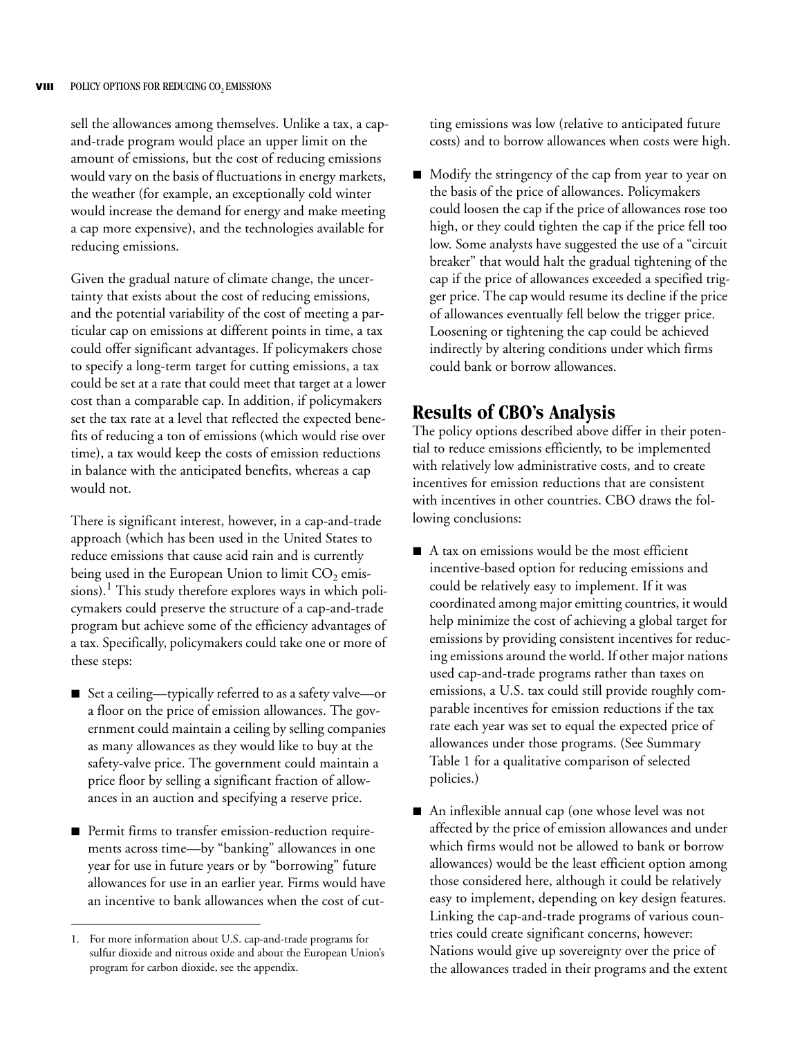sell the allowances among themselves. Unlike a tax, a cap-and-trade program would place an upper limit on the amount of emissions, but the cost of reducing emissions would vary on the basis of fluctuations in energy markets, the weather (for example, an exceptionally cold winter would increase the demand for energy and make meeting a cap more expensive), and the technologies available for reducing emissions.

Given the gradual nature of climate change, the uncertainty that exists about the cost of reducing emissions, and the potential variability of the cost of meeting a particular cap on emissions at different points in time, a tax could offer significant advantages. If policymakers chose to specify a long-term target for cutting emissions, a tax could be set at a rate that could meet that target at a lower cost than a comparable cap. In addition, if policymakers set the tax rate at a level that reflected the expected benefits of reducing a ton of emissions (which would rise over time), a tax would keep the costs of emission reductions in balance with the anticipated benefits, whereas a cap would not.

There is significant interest, however, in a cap-and-trade approach (which has been used in the United States to reduce emissions that cause acid rain and is currently being used in the European Union to limit $CO_2$ emissions).[1] This study therefore explores ways in which policymakers could preserve the structure of a cap-and-trade program but achieve some of the efficiency advantages of a tax. Specifically, policymakers could take one or more of these steps:

- Set a ceiling—typically referred to as a safety valve—or a floor on the price of emission allowances. The government could maintain a ceiling by selling companies as many allowances as they would like to buy at the safety-valve price. The government could maintain a price floor by selling a significant fraction of allowances in an auction and specifying a reserve price.
- Permit firms to transfer emission-reduction requirements across time—by "banking" allowances in one year for use in future years or by "borrowing" future allowances for use in an earlier year. Firms would have an incentive to bank allowances when the cost of cutting emissions was low (relative to anticipated future costs) and to borrow allowances when costs were high.
- Modify the stringency of the cap from year to year on the basis of the price of allowances. Policymakers could loosen the cap if the price of allowances rose too high, or they could tighten the cap if the price fell too low. Some analysts have suggested the use of a "circuit breaker" that would halt the gradual tightening of the cap if the price of allowances exceeded a specified trigger price. The cap would resume its decline if the price of allowances eventually fell below the trigger price. Loosening or tightening the cap could be achieved indirectly by altering conditions under which firms could bank or borrow allowances.

## Results of CBO's Analysis

The policy options described above differ in their potential to reduce emissions efficiently, to be implemented with relatively low administrative costs, and to create incentives for emission reductions that are consistent with incentives in other countries. CBO draws the following conclusions:

- A tax on emissions would be the most efficient incentive-based option for reducing emissions and could be relatively easy to implement. If it was coordinated among major emitting countries, it would help minimize the cost of achieving a global target for emissions by providing consistent incentives for reducing emissions around the world. If other major nations used cap-and-trade programs rather than taxes on emissions, a U.S. tax could still provide roughly comparable incentives for emission reductions if the tax rate each year was set to equal the expected price of allowances under those programs. (See Summary Table 1 for a qualitative comparison of selected policies.)
- An inflexible annual cap (one whose level was not affected by the price of emission allowances and under which firms would not be allowed to bank or borrow allowances) would be the least efficient option among those considered here, although it could be relatively easy to implement, depending on key design features. Linking the cap-and-trade programs of various countries could create significant concerns, however: Nations would give up sovereignty over the price of the allowances traded in their programs and the extent

1. For more information about U.S. cap-and-trade programs for sulfur dioxide and nitrous oxide and about the European Union's program for carbon dioxide, see the appendix.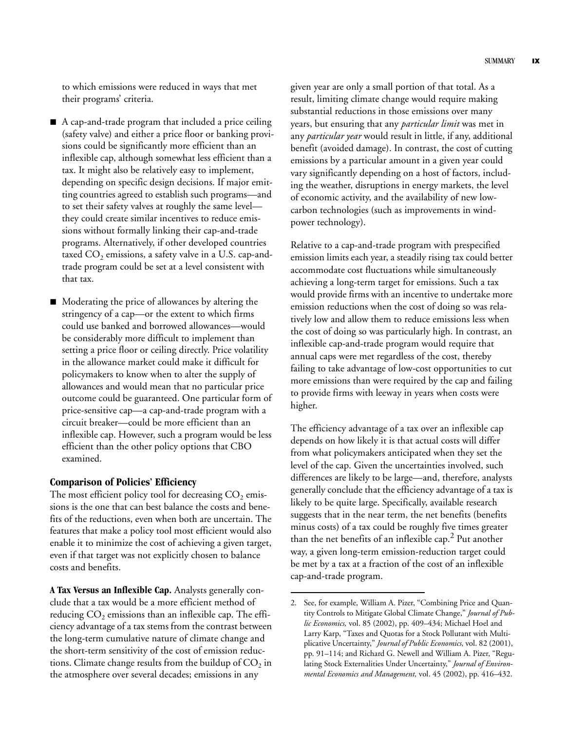to which emissions were reduced in ways that met their programs' criteria.

- A cap-and-trade program that included a price ceiling (safety valve) and either a price floor or banking provisions could be significantly more efficient than an inflexible cap, although somewhat less efficient than a tax. It might also be relatively easy to implement, depending on specific design decisions. If major emitting countries agreed to establish such programs—and to set their safety valves at roughly the same level—they could create similar incentives to reduce emissions without formally linking their cap-and-trade programs. Alternatively, if other developed countries taxed $CO_2$ emissions, a safety valve in a U.S. cap-and-trade program could be set at a level consistent with that tax.

- Moderating the price of allowances by altering the stringency of a cap—or the extent to which firms could use banked and borrowed allowances—would be considerably more difficult to implement than setting a price floor or ceiling directly. Price volatility in the allowance market could make it difficult for policymakers to know when to alter the supply of allowances and would mean that no particular price outcome could be guaranteed. One particular form of price-sensitive cap—a cap-and-trade program with a circuit breaker—could be more efficient than an inflexible cap. However, such a program would be less efficient than the other policy options that CBO examined.

### Comparison of Policies' Efficiency

The most efficient policy tool for decreasing $CO_2$ emissions is the one that can best balance the costs and benefits of the reductions, even when both are uncertain. The features that make a policy tool most efficient would also enable it to minimize the cost of achieving a given target, even if that target was not explicitly chosen to balance costs and benefits.

**A Tax Versus an Inflexible Cap.** Analysts generally conclude that a tax would be a more efficient method of reducing $CO_2$ emissions than an inflexible cap. The efficiency advantage of a tax stems from the contrast between the long-term cumulative nature of climate change and the short-term sensitivity of the cost of emission reductions. Climate change results from the buildup of $CO_2$ in the atmosphere over several decades; emissions in any given year are only a small portion of that total. As a result, limiting climate change would require making substantial reductions in those emissions over many years, but ensuring that any *particular limit* was met in any *particular year* would result in little, if any, additional benefit (avoided damage). In contrast, the cost of cutting emissions by a particular amount in a given year could vary significantly depending on a host of factors, including the weather, disruptions in energy markets, the level of economic activity, and the availability of new low-carbon technologies (such as improvements in wind-power technology).

Relative to a cap-and-trade program with prespecified emission limits each year, a steadily rising tax could better accommodate cost fluctuations while simultaneously achieving a long-term target for emissions. Such a tax would provide firms with an incentive to undertake more emission reductions when the cost of doing so was relatively low and allow them to reduce emissions less when the cost of doing so was particularly high. In contrast, an inflexible cap-and-trade program would require that annual caps were met regardless of the cost, thereby failing to take advantage of low-cost opportunities to cut more emissions than were required by the cap and failing to provide firms with leeway in years when costs were higher.

The efficiency advantage of a tax over an inflexible cap depends on how likely it is that actual costs will differ from what policymakers anticipated when they set the level of the cap. Given the uncertainties involved, such differences are likely to be large—and, therefore, analysts generally conclude that the efficiency advantage of a tax is likely to be quite large. Specifically, available research suggests that in the near term, the net benefits (benefits minus costs) of a tax could be roughly five times greater than the net benefits of an inflexible cap.[2] Put another way, a given long-term emission-reduction target could be met by a tax at a fraction of the cost of an inflexible cap-and-trade program.

2. See, for example, William A. Pizer, "Combining Price and Quantity Controls to Mitigate Global Climate Change," *Journal of Public Economics,* vol. 85 (2002), pp. 409–434; Michael Hoel and Larry Karp, "Taxes and Quotas for a Stock Pollutant with Multiplicative Uncertainty," *Journal of Public Economics,* vol. 82 (2001), pp. 91–114; and Richard G. Newell and William A. Pizer, "Regulating Stock Externalities Under Uncertainty," *Journal of Environmental Economics and Management,* vol. 45 (2002), pp. 416–432.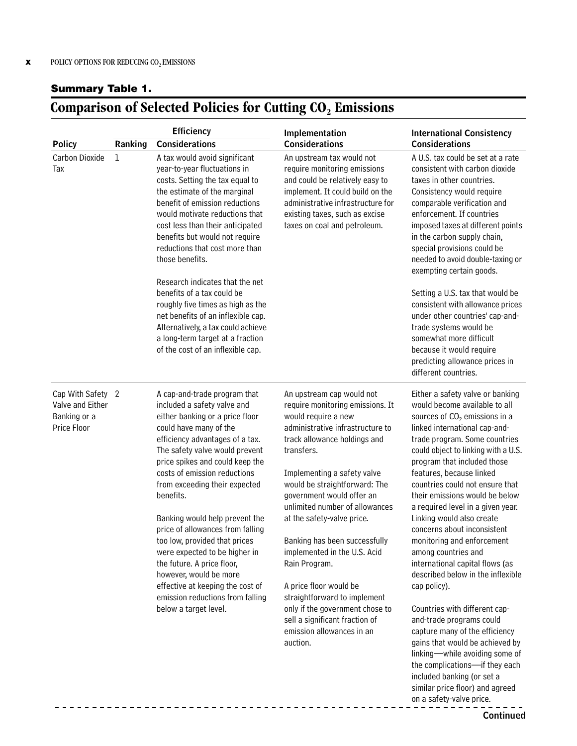**Summary Table 1.**

## Comparison of Selected Policies for Cutting $CO_2$ Emissions

| | Efficiency | | Implementation | International Consistency |
|---|---|---|---|---|
| Policy | Ranking | Considerations | Considerations | Considerations |
| Carbon Dioxide Tax | 1 | A tax would avoid significant year-to-year fluctuations in costs. Setting the tax equal to the estimate of the marginal benefit of emission reductions would motivate reductions that cost less than their anticipated benefits but would not require reductions that cost more than those benefits.<br><br>Research indicates that the net benefits of a tax could be roughly five times as high as the net benefits of an inflexible cap. Alternatively, a tax could achieve a long-term target at a fraction of the cost of an inflexible cap. | An upstream tax would not require monitoring emissions and could be relatively easy to implement. It could build on the administrative infrastructure for existing taxes, such as excise taxes on coal and petroleum. | A U.S. tax could be set at a rate consistent with carbon dioxide taxes in other countries. Consistency would require comparable verification and enforcement. If countries imposed taxes at different points in the carbon supply chain, special provisions could be needed to avoid double-taxing or exempting certain goods.<br><br>Setting a U.S. tax that would be consistent with allowance prices under other countries' cap-and-trade systems would be somewhat more difficult because it would require predicting allowance prices in different countries. |
| Cap With Safety Valve and Either Banking or a Price Floor | 2 | A cap-and-trade program that included a safety valve and either banking or a price floor could have many of the efficiency advantages of a tax. The safety valve would prevent price spikes and could keep the costs of emission reductions from exceeding their expected benefits.<br><br>Banking would help prevent the price of allowances from falling too low, provided that prices were expected to be higher in the future. A price floor, however, would be more effective at keeping the cost of emission reductions from falling below a target level. | An upstream cap would not require monitoring emissions. It would require a new administrative infrastructure to track allowance holdings and transfers.<br><br>Implementing a safety valve would be straightforward: The government would offer an unlimited number of allowances at the safety-valve price.<br><br>Banking has been successfully implemented in the U.S. Acid Rain Program.<br><br>A price floor would be straightforward to implement only if the government chose to sell a significant fraction of emission allowances in an auction. | Either a safety valve or banking would become available to all sources of $CO_2$ emissions in a linked international cap-and-trade program. Some countries could object to linking with a U.S. program that included those features, because linked countries could not ensure that their emissions would be below a required level in a given year. Linking would also create concerns about inconsistent monitoring and enforcement among countries and international capital flows (as described below in the inflexible cap policy).<br><br>Countries with different cap-and-trade programs could capture many of the efficiency gains that would be achieved by linking—while avoiding some of the complications—if they each included banking (or set a similar price floor) and agreed on a safety-valve price. |

**Continued**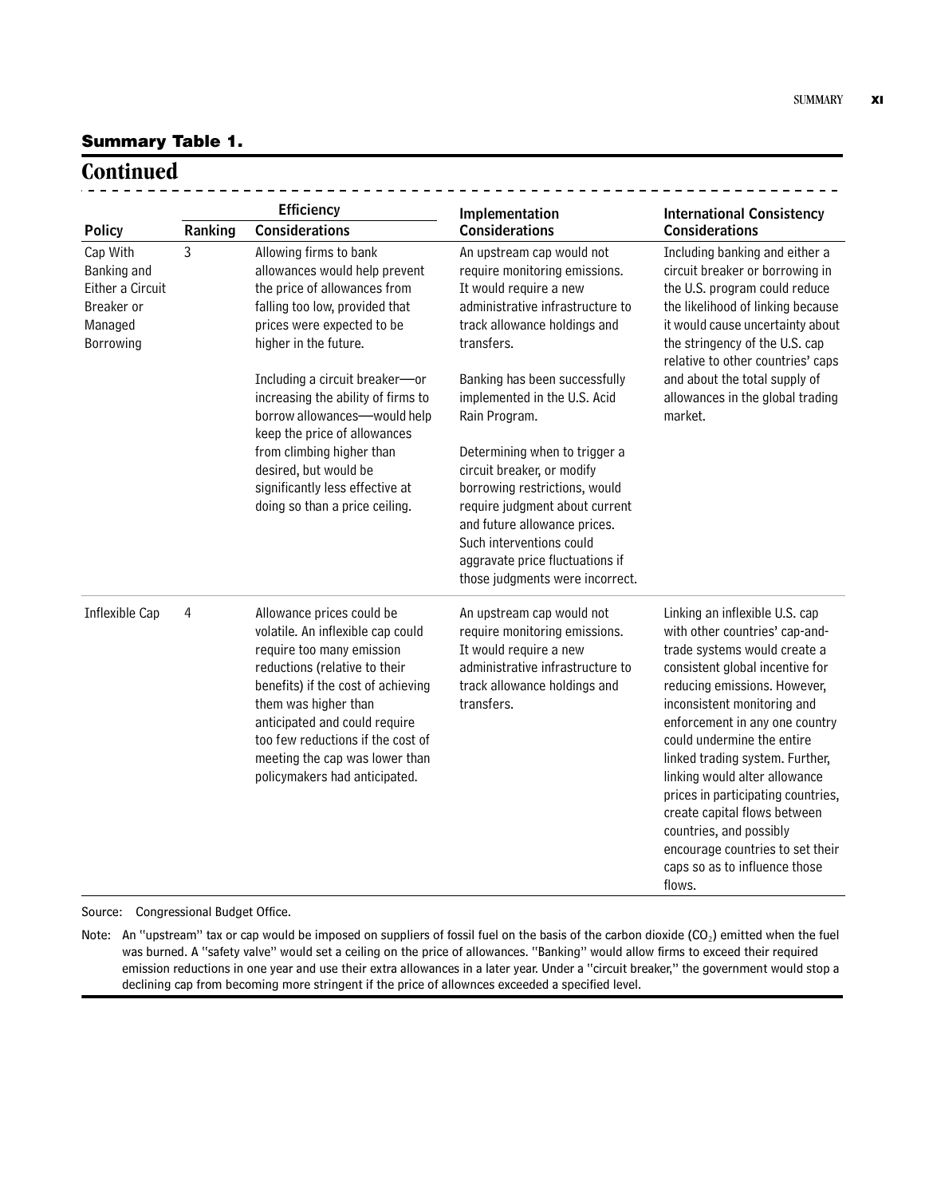**Summary Table 1.**

## Continued

| | Efficiency | | Implementation | International Consistency |
|---|---|---|---|---|
| Policy | Ranking | Considerations | Considerations | Considerations |
| Cap With Banking and Either a Circuit Breaker or Managed Borrowing | 3 | Allowing firms to bank allowances would help prevent the price of allowances from falling too low, provided that prices were expected to be higher in the future. <br><br> Including a circuit breaker—or increasing the ability of firms to borrow allowances—would help keep the price of allowances from climbing higher than desired, but would be significantly less effective at doing so than a price ceiling. | An upstream cap would not require monitoring emissions. It would require a new administrative infrastructure to track allowance holdings and transfers. <br><br> Banking has been successfully implemented in the U.S. Acid Rain Program. <br><br> Determining when to trigger a circuit breaker, or modify borrowing restrictions, would require judgment about current and future allowance prices. Such interventions could aggravate price fluctuations if those judgments were incorrect. | Including banking and either a circuit breaker or borrowing in the U.S. program could reduce the likelihood of linking because it would cause uncertainty about the stringency of the U.S. cap relative to other countries' caps and about the total supply of allowances in the global trading market. |
| Inflexible Cap | 4 | Allowance prices could be volatile. An inflexible cap could require too many emission reductions (relative to their benefits) if the cost of achieving them was higher than anticipated and could require too few reductions if the cost of meeting the cap was lower than policymakers had anticipated. | An upstream cap would not require monitoring emissions. It would require a new administrative infrastructure to track allowance holdings and transfers. | Linking an inflexible U.S. cap with other countries' cap-and-trade systems would create a consistent global incentive for reducing emissions. However, inconsistent monitoring and enforcement in any one country could undermine the entire linked trading system. Further, linking would alter allowance prices in participating countries, create capital flows between countries, and possibly encourage countries to set their caps so as to influence those flows. |

Source: Congressional Budget Office.

Note: An ''upstream'' tax or cap would be imposed on suppliers of fossil fuel on the basis of the carbon dioxide ($CO_2$) emitted when the fuel was burned. A ''safety valve'' would set a ceiling on the price of allowances. ''Banking'' would allow firms to exceed their required emission reductions in one year and use their extra allowances in a later year. Under a ''circuit breaker,'' the government would stop a declining cap from becoming more stringent if the price of allownces exceeded a specified level.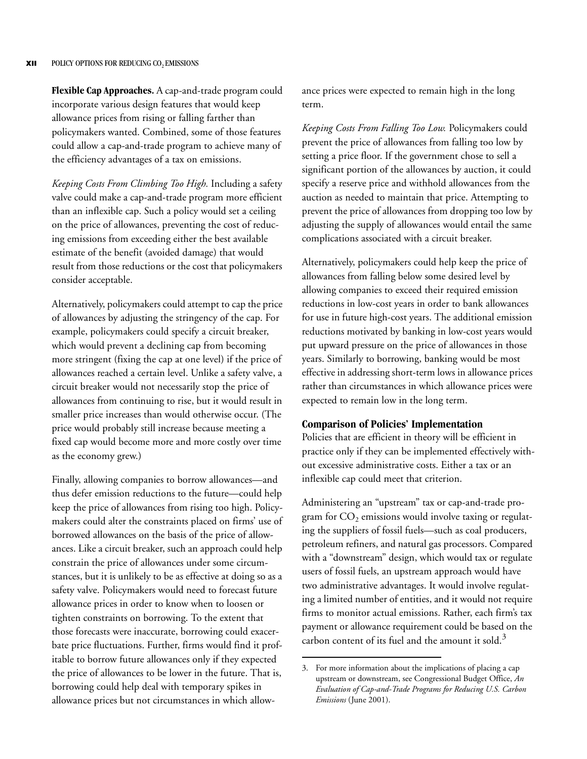**Flexible Cap Approaches.** A cap-and-trade program could incorporate various design features that would keep allowance prices from rising or falling farther than policymakers wanted. Combined, some of those features could allow a cap-and-trade program to achieve many of the efficiency advantages of a tax on emissions.

*Keeping Costs From Climbing Too High.* Including a safety valve could make a cap-and-trade program more efficient than an inflexible cap. Such a policy would set a ceiling on the price of allowances, preventing the cost of reducing emissions from exceeding either the best available estimate of the benefit (avoided damage) that would result from those reductions or the cost that policymakers consider acceptable.

Alternatively, policymakers could attempt to cap the price of allowances by adjusting the stringency of the cap. For example, policymakers could specify a circuit breaker, which would prevent a declining cap from becoming more stringent (fixing the cap at one level) if the price of allowances reached a certain level. Unlike a safety valve, a circuit breaker would not necessarily stop the price of allowances from continuing to rise, but it would result in smaller price increases than would otherwise occur. (The price would probably still increase because meeting a fixed cap would become more and more costly over time as the economy grew.)

Finally, allowing companies to borrow allowances—and thus defer emission reductions to the future—could help keep the price of allowances from rising too high. Policymakers could alter the constraints placed on firms' use of borrowed allowances on the basis of the price of allowances. Like a circuit breaker, such an approach could help constrain the price of allowances under some circumstances, but it is unlikely to be as effective at doing so as a safety valve. Policymakers would need to forecast future allowance prices in order to know when to loosen or tighten constraints on borrowing. To the extent that those forecasts were inaccurate, borrowing could exacerbate price fluctuations. Further, firms would find it profitable to borrow future allowances only if they expected the price of allowances to be lower in the future. That is, borrowing could help deal with temporary spikes in allowance prices but not circumstances in which allowance prices were expected to remain high in the long term.

*Keeping Costs From Falling Too Low.* Policymakers could prevent the price of allowances from falling too low by setting a price floor. If the government chose to sell a significant portion of the allowances by auction, it could specify a reserve price and withhold allowances from the auction as needed to maintain that price. Attempting to prevent the price of allowances from dropping too low by adjusting the supply of allowances would entail the same complications associated with a circuit breaker.

Alternatively, policymakers could help keep the price of allowances from falling below some desired level by allowing companies to exceed their required emission reductions in low-cost years in order to bank allowances for use in future high-cost years. The additional emission reductions motivated by banking in low-cost years would put upward pressure on the price of allowances in those years. Similarly to borrowing, banking would be most effective in addressing short-term lows in allowance prices rather than circumstances in which allowance prices were expected to remain low in the long term.

### Comparison of Policies' Implementation

Policies that are efficient in theory will be efficient in practice only if they can be implemented effectively without excessive administrative costs. Either a tax or an inflexible cap could meet that criterion.

Administering an "upstream" tax or cap-and-trade program for $CO_2$ emissions would involve taxing or regulating the suppliers of fossil fuels—such as coal producers, petroleum refiners, and natural gas processors. Compared with a "downstream" design, which would tax or regulate users of fossil fuels, an upstream approach would have two administrative advantages. It would involve regulating a limited number of entities, and it would not require firms to monitor actual emissions. Rather, each firm's tax payment or allowance requirement could be based on the carbon content of its fuel and the amount it sold.[3]

3. For more information about the implications of placing a cap upstream or downstream, see Congressional Budget Office, *An Evaluation of Cap-and-Trade Programs for Reducing U.S. Carbon Emissions* (June 2001).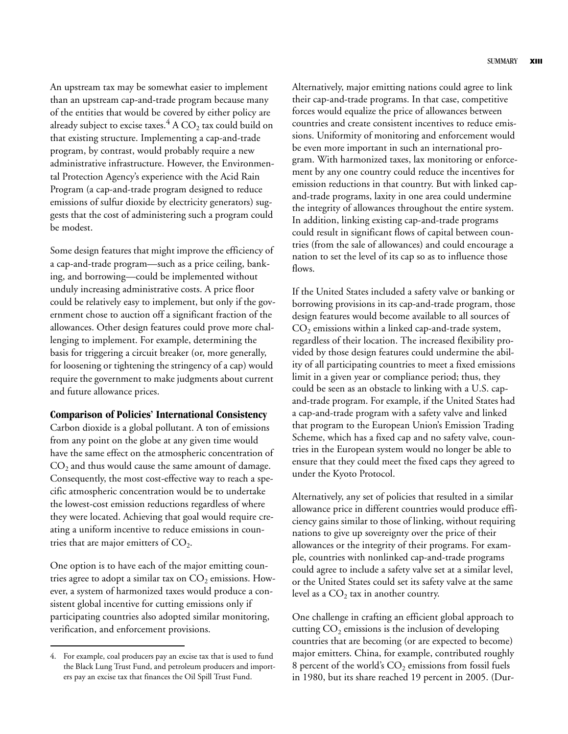An upstream tax may be somewhat easier to implement than an upstream cap-and-trade program because many of the entities that would be covered by either policy are already subject to excise taxes.[4] A $CO_2$ tax could build on that existing structure. Implementing a cap-and-trade program, by contrast, would probably require a new administrative infrastructure. However, the Environmental Protection Agency's experience with the Acid Rain Program (a cap-and-trade program designed to reduce emissions of sulfur dioxide by electricity generators) suggests that the cost of administering such a program could be modest.

Some design features that might improve the efficiency of a cap-and-trade program—such as a price ceiling, banking, and borrowing—could be implemented without unduly increasing administrative costs. A price floor could be relatively easy to implement, but only if the government chose to auction off a significant fraction of the allowances. Other design features could prove more challenging to implement. For example, determining the basis for triggering a circuit breaker (or, more generally, for loosening or tightening the stringency of a cap) would require the government to make judgments about current and future allowance prices.

### Comparison of Policies' International Consistency

Carbon dioxide is a global pollutant. A ton of emissions from any point on the globe at any given time would have the same effect on the atmospheric concentration of $CO_2$ and thus would cause the same amount of damage. Consequently, the most cost-effective way to reach a specific atmospheric concentration would be to undertake the lowest-cost emission reductions regardless of where they were located. Achieving that goal would require creating a uniform incentive to reduce emissions in countries that are major emitters of $CO_2$.

One option is to have each of the major emitting countries agree to adopt a similar tax on $CO_2$ emissions. However, a system of harmonized taxes would produce a consistent global incentive for cutting emissions only if participating countries also adopted similar monitoring, verification, and enforcement provisions.

Alternatively, major emitting nations could agree to link their cap-and-trade programs. In that case, competitive forces would equalize the price of allowances between countries and create consistent incentives to reduce emissions. Uniformity of monitoring and enforcement would be even more important in such an international program. With harmonized taxes, lax monitoring or enforcement by any one country could reduce the incentives for emission reductions in that country. But with linked cap-and-trade programs, laxity in one area could undermine the integrity of allowances throughout the entire system. In addition, linking existing cap-and-trade programs could result in significant flows of capital between countries (from the sale of allowances) and could encourage a nation to set the level of its cap so as to influence those flows.

If the United States included a safety valve or banking or borrowing provisions in its cap-and-trade program, those design features would become available to all sources of $CO_2$ emissions within a linked cap-and-trade system, regardless of their location. The increased flexibility provided by those design features could undermine the ability of all participating countries to meet a fixed emissions limit in a given year or compliance period; thus, they could be seen as an obstacle to linking with a U.S. cap-and-trade program. For example, if the United States had a cap-and-trade program with a safety valve and linked that program to the European Union's Emission Trading Scheme, which has a fixed cap and no safety valve, countries in the European system would no longer be able to ensure that they could meet the fixed caps they agreed to under the Kyoto Protocol.

Alternatively, any set of policies that resulted in a similar allowance price in different countries would produce efficiency gains similar to those of linking, without requiring nations to give up sovereignty over the price of their allowances or the integrity of their programs. For example, countries with nonlinked cap-and-trade programs could agree to include a safety valve set at a similar level, or the United States could set its safety valve at the same level as a $CO_2$ tax in another country.

One challenge in crafting an efficient global approach to cutting $CO_2$ emissions is the inclusion of developing countries that are becoming (or are expected to become) major emitters. China, for example, contributed roughly 8 percent of the world's $CO_2$ emissions from fossil fuels in 1980, but its share reached 19 percent in 2005. (Dur-

4. For example, coal producers pay an excise tax that is used to fund the Black Lung Trust Fund, and petroleum producers and importers pay an excise tax that finances the Oil Spill Trust Fund.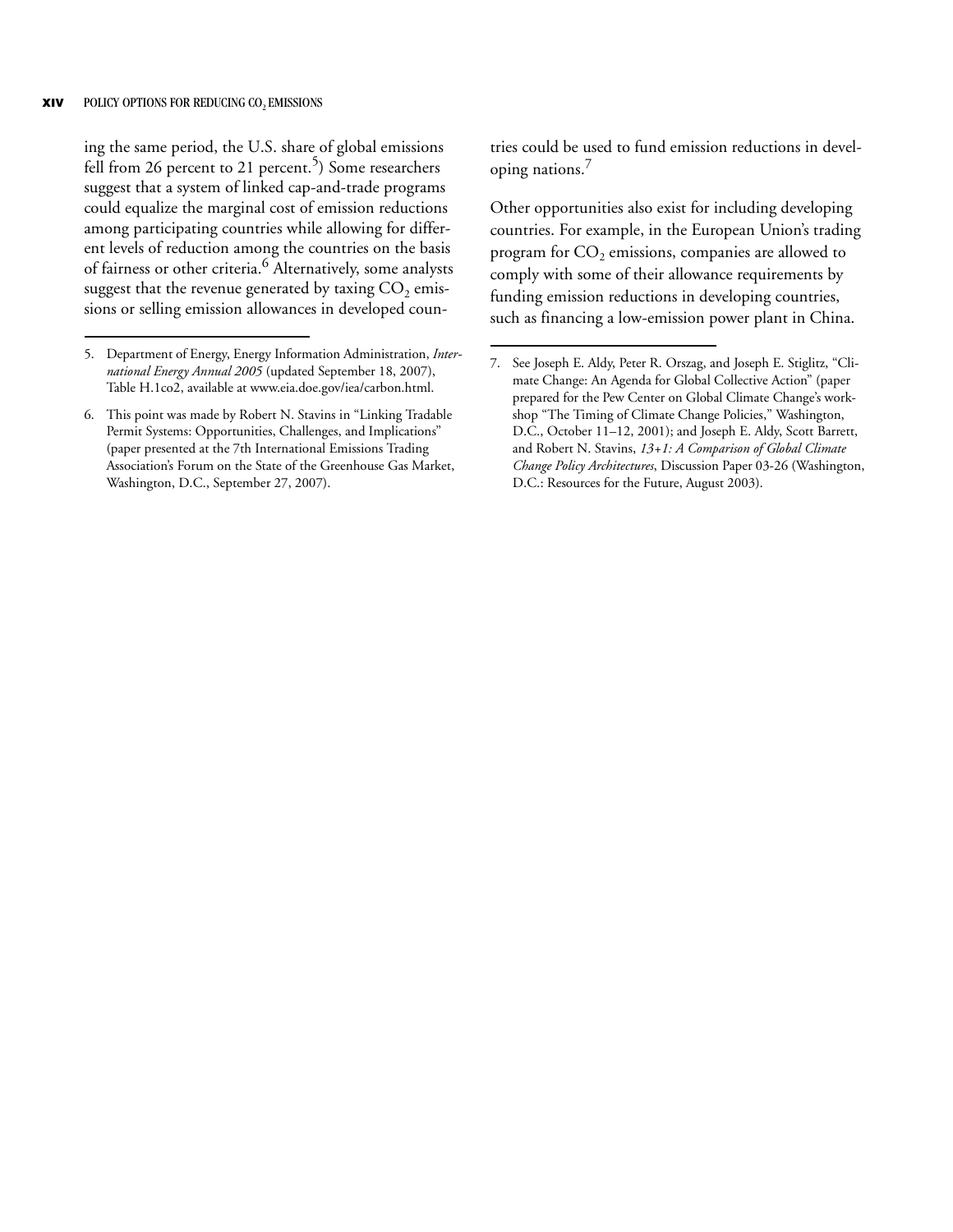ing the same period, the U.S. share of global emissions fell from 26 percent to 21 percent.[5]) Some researchers suggest that a system of linked cap-and-trade programs could equalize the marginal cost of emission reductions among participating countries while allowing for different levels of reduction among the countries on the basis of fairness or other criteria.[6] Alternatively, some analysts suggest that the revenue generated by taxing $CO_2$ emissions or selling emission allowances in developed countries could be used to fund emission reductions in developing nations.[7]

Other opportunities also exist for including developing countries. For example, in the European Union's trading program for $CO_2$ emissions, companies are allowed to comply with some of their allowance requirements by funding emission reductions in developing countries, such as financing a low-emission power plant in China.

---

5. Department of Energy, Energy Information Administration, *International Energy Annual 2005* (updated September 18, 2007), Table H.1co2, available at www.eia.doe.gov/iea/carbon.html.

6. This point was made by Robert N. Stavins in "Linking Tradable Permit Systems: Opportunities, Challenges, and Implications" (paper presented at the 7th International Emissions Trading Association's Forum on the State of the Greenhouse Gas Market, Washington, D.C., September 27, 2007).

7. See Joseph E. Aldy, Peter R. Orszag, and Joseph E. Stiglitz, "Climate Change: An Agenda for Global Collective Action" (paper prepared for the Pew Center on Global Climate Change's workshop "The Timing of Climate Change Policies," Washington, D.C., October 11–12, 2001); and Joseph E. Aldy, Scott Barrett, and Robert N. Stavins, *13+1: A Comparison of Global Climate Change Policy Architectures*, Discussion Paper 03-26 (Washington, D.C.: Resources for the Future, August 2003).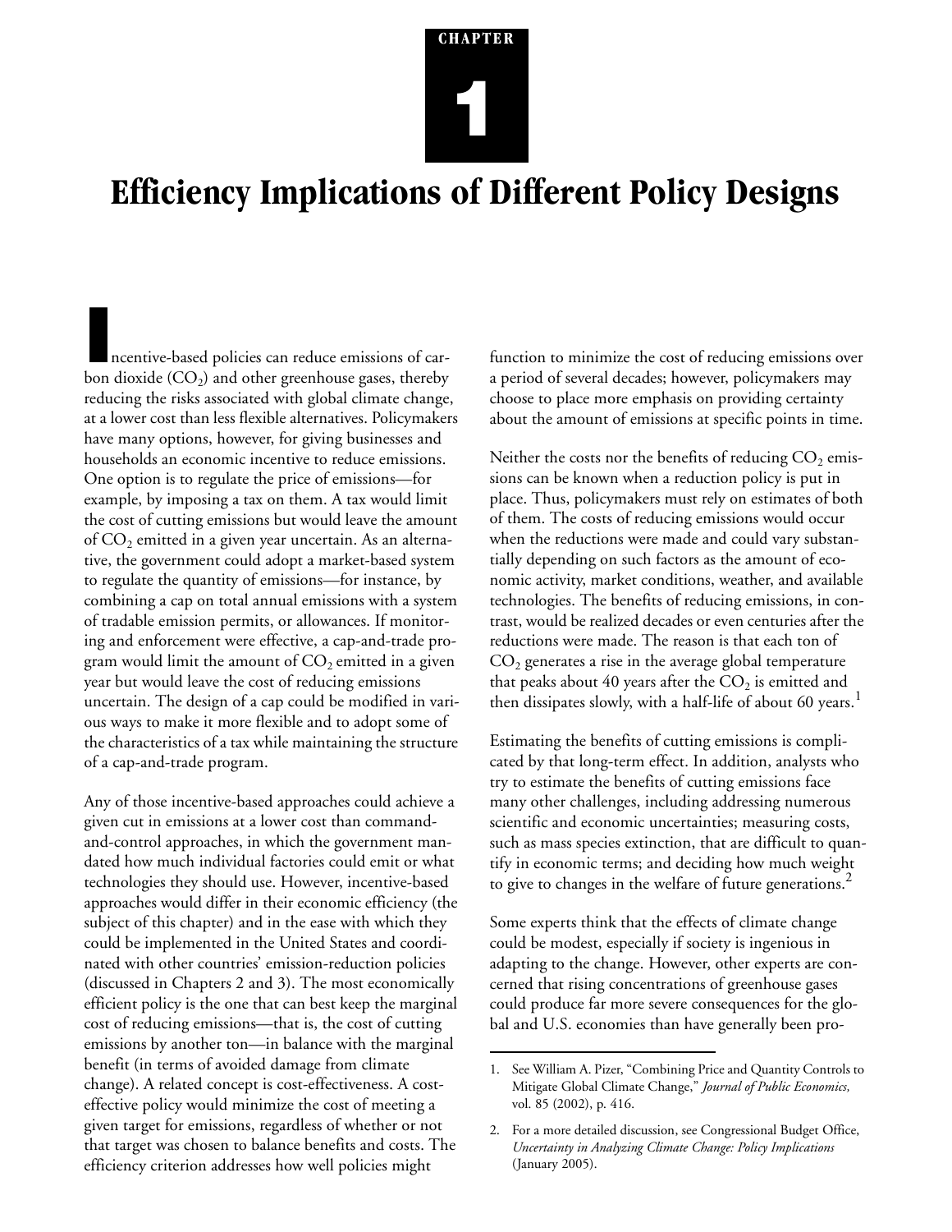CHAPTER

# 1

# Efficiency Implications of Different Policy Designs

Incentive-based policies can reduce emissions of carbon dioxide ($CO_2$) and other greenhouse gases, thereby reducing the risks associated with global climate change, at a lower cost than less flexible alternatives. Policymakers have many options, however, for giving businesses and households an economic incentive to reduce emissions. One option is to regulate the price of emissions—for example, by imposing a tax on them. A tax would limit the cost of cutting emissions but would leave the amount of $CO_2$ emitted in a given year uncertain. As an alternative, the government could adopt a market-based system to regulate the quantity of emissions—for instance, by combining a cap on total annual emissions with a system of tradable emission permits, or allowances. If monitoring and enforcement were effective, a cap-and-trade program would limit the amount of $CO_2$ emitted in a given year but would leave the cost of reducing emissions uncertain. The design of a cap could be modified in various ways to make it more flexible and to adopt some of the characteristics of a tax while maintaining the structure of a cap-and-trade program.

Any of those incentive-based approaches could achieve a given cut in emissions at a lower cost than command-and-control approaches, in which the government mandated how much individual factories could emit or what technologies they should use. However, incentive-based approaches would differ in their economic efficiency (the subject of this chapter) and in the ease with which they could be implemented in the United States and coordinated with other countries' emission-reduction policies (discussed in Chapters 2 and 3). The most economically efficient policy is the one that can best keep the marginal cost of reducing emissions—that is, the cost of cutting emissions by another ton—in balance with the marginal benefit (in terms of avoided damage from climate change). A related concept is cost-effectiveness. A cost-effective policy would minimize the cost of meeting a given target for emissions, regardless of whether or not that target was chosen to balance benefits and costs. The efficiency criterion addresses how well policies might function to minimize the cost of reducing emissions over a period of several decades; however, policymakers may choose to place more emphasis on providing certainty about the amount of emissions at specific points in time.

Neither the costs nor the benefits of reducing $CO_2$ emissions can be known when a reduction policy is put in place. Thus, policymakers must rely on estimates of both of them. The costs of reducing emissions would occur when the reductions were made and could vary substantially depending on such factors as the amount of economic activity, market conditions, weather, and available technologies. The benefits of reducing emissions, in contrast, would be realized decades or even centuries after the reductions were made. The reason is that each ton of $CO_2$ generates a rise in the average global temperature that peaks about 40 years after the $CO_2$ is emitted and then dissipates slowly, with a half-life of about 60 years.[1]

Estimating the benefits of cutting emissions is complicated by that long-term effect. In addition, analysts who try to estimate the benefits of cutting emissions face many other challenges, including addressing numerous scientific and economic uncertainties; measuring costs, such as mass species extinction, that are difficult to quantify in economic terms; and deciding how much weight to give to changes in the welfare of future generations.[2]

Some experts think that the effects of climate change could be modest, especially if society is ingenious in adapting to the change. However, other experts are concerned that rising concentrations of greenhouse gases could produce far more severe consequences for the global and U.S. economies than have generally been pro-

1. See William A. Pizer, "Combining Price and Quantity Controls to Mitigate Global Climate Change," *Journal of Public Economics,* vol. 85 (2002), p. 416.

2. For a more detailed discussion, see Congressional Budget Office, *Uncertainty in Analyzing Climate Change: Policy Implications* (January 2005).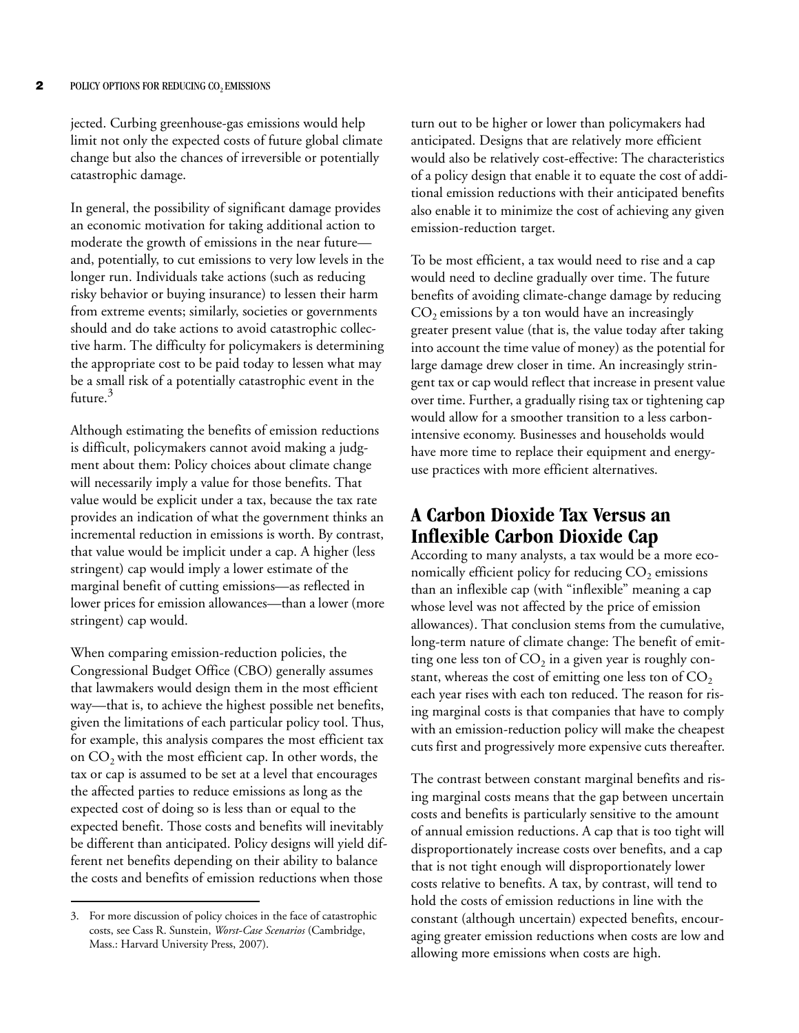jected. Curbing greenhouse-gas emissions would help limit not only the expected costs of future global climate change but also the chances of irreversible or potentially catastrophic damage.

In general, the possibility of significant damage provides an economic motivation for taking additional action to moderate the growth of emissions in the near future—and, potentially, to cut emissions to very low levels in the longer run. Individuals take actions (such as reducing risky behavior or buying insurance) to lessen their harm from extreme events; similarly, societies or governments should and do take actions to avoid catastrophic collective harm. The difficulty for policymakers is determining the appropriate cost to be paid today to lessen what may be a small risk of a potentially catastrophic event in the future.[3]

Although estimating the benefits of emission reductions is difficult, policymakers cannot avoid making a judgment about them: Policy choices about climate change will necessarily imply a value for those benefits. That value would be explicit under a tax, because the tax rate provides an indication of what the government thinks an incremental reduction in emissions is worth. By contrast, that value would be implicit under a cap. A higher (less stringent) cap would imply a lower estimate of the marginal benefit of cutting emissions—as reflected in lower prices for emission allowances—than a lower (more stringent) cap would.

When comparing emission-reduction policies, the Congressional Budget Office (CBO) generally assumes that lawmakers would design them in the most efficient way—that is, to achieve the highest possible net benefits, given the limitations of each particular policy tool. Thus, for example, this analysis compares the most efficient tax on $CO_2$ with the most efficient cap. In other words, the tax or cap is assumed to be set at a level that encourages the affected parties to reduce emissions as long as the expected cost of doing so is less than or equal to the expected benefit. Those costs and benefits will inevitably be different than anticipated. Policy designs will yield different net benefits depending on their ability to balance the costs and benefits of emission reductions when those turn out to be higher or lower than policymakers had anticipated. Designs that are relatively more efficient would also be relatively cost-effective: The characteristics of a policy design that enable it to equate the cost of additional emission reductions with their anticipated benefits also enable it to minimize the cost of achieving any given emission-reduction target.

To be most efficient, a tax would need to rise and a cap would need to decline gradually over time. The future benefits of avoiding climate-change damage by reducing $CO_2$ emissions by a ton would have an increasingly greater present value (that is, the value today after taking into account the time value of money) as the potential for large damage drew closer in time. An increasingly stringent tax or cap would reflect that increase in present value over time. Further, a gradually rising tax or tightening cap would allow for a smoother transition to a less carbon-intensive economy. Businesses and households would have more time to replace their equipment and energy-use practices with more efficient alternatives.

## A Carbon Dioxide Tax Versus an Inflexible Carbon Dioxide Cap

According to many analysts, a tax would be a more economically efficient policy for reducing $CO_2$ emissions than an inflexible cap (with "inflexible" meaning a cap whose level was not affected by the price of emission allowances). That conclusion stems from the cumulative, long-term nature of climate change: The benefit of emitting one less ton of $CO_2$ in a given year is roughly constant, whereas the cost of emitting one less ton of $CO_2$ each year rises with each ton reduced. The reason for rising marginal costs is that companies that have to comply with an emission-reduction policy will make the cheapest cuts first and progressively more expensive cuts thereafter.

The contrast between constant marginal benefits and rising marginal costs means that the gap between uncertain costs and benefits is particularly sensitive to the amount of annual emission reductions. A cap that is too tight will disproportionately increase costs over benefits, and a cap that is not tight enough will disproportionately lower costs relative to benefits. A tax, by contrast, will tend to hold the costs of emission reductions in line with the constant (although uncertain) expected benefits, encouraging greater emission reductions when costs are low and allowing more emissions when costs are high.

---

3. For more discussion of policy choices in the face of catastrophic costs, see Cass R. Sunstein, *Worst-Case Scenarios* (Cambridge, Mass.: Harvard University Press, 2007).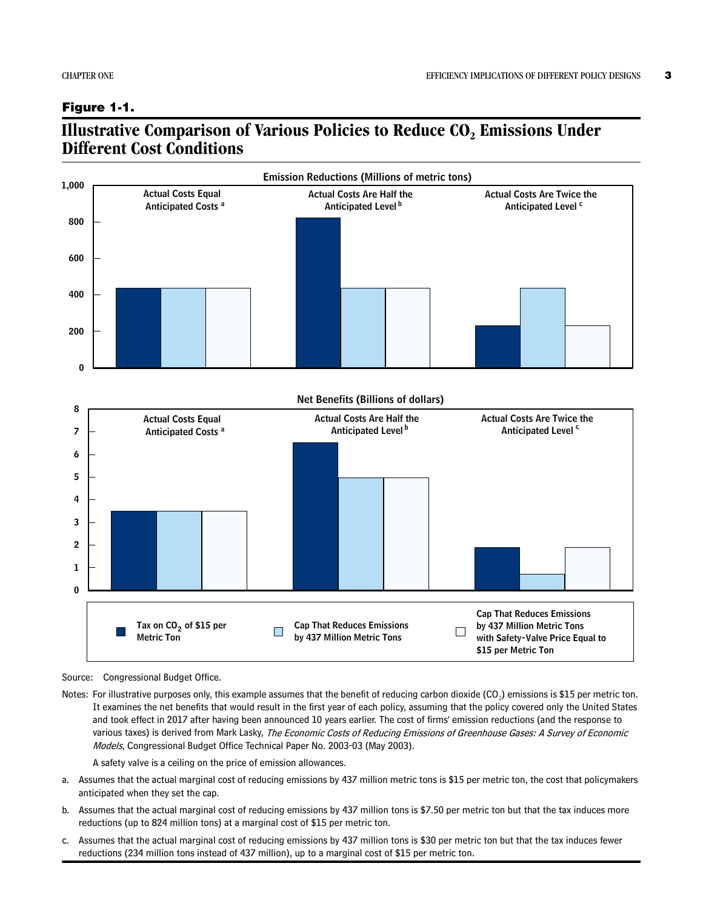**Figure 1-1.**

## Illustrative Comparison of Various Policies to Reduce $CO_2$ Emissions Under Different Cost Conditions

**Emission Reductions (Millions of metric tons)**

Actual Costs Equal Anticipated Costs [a] | Actual Costs Are Half the Anticipated Level [b] | Actual Costs Are Twice the Anticipated Level [c]

**Net Benefits (Billions of dollars)**

Actual Costs Equal Anticipated Costs [a] | Actual Costs Are Half the Anticipated Level [b] | Actual Costs Are Twice the Anticipated Level [c]

Legend: Tax on $CO_2$ of $15 per Metric Ton; Cap That Reduces Emissions by 437 Million Metric Tons; Cap That Reduces Emissions by 437 Million Metric Tons with Safety-Valve Price Equal to $15 per Metric Ton

Source: Congressional Budget Office.

Notes: For illustrative purposes only, this example assumes that the benefit of reducing carbon dioxide ($CO_2$) emissions is $15 per metric ton. It examines the net benefits that would result in the first year of each policy, assuming that the policy covered only the United States and took effect in 2017 after having been announced 10 years earlier. The cost of firms' emission reductions (and the response to various taxes) is derived from Mark Lasky, *The Economic Costs of Reducing Emissions of Greenhouse Gases: A Survey of Economic Models,* Congressional Budget Office Technical Paper No. 2003-03 (May 2003).

A safety valve is a ceiling on the price of emission allowances.

a. Assumes that the actual marginal cost of reducing emissions by 437 million metric tons is $15 per metric ton, the cost that policymakers anticipated when they set the cap.

b. Assumes that the actual marginal cost of reducing emissions by 437 million tons is $7.50 per metric ton but that the tax induces more reductions (up to 824 million tons) at a marginal cost of $15 per metric ton.

c. Assumes that the actual marginal cost of reducing emissions by 437 million tons is $30 per metric ton but that the tax induces fewer reductions (234 million tons instead of 437 million), up to a marginal cost of $15 per metric ton.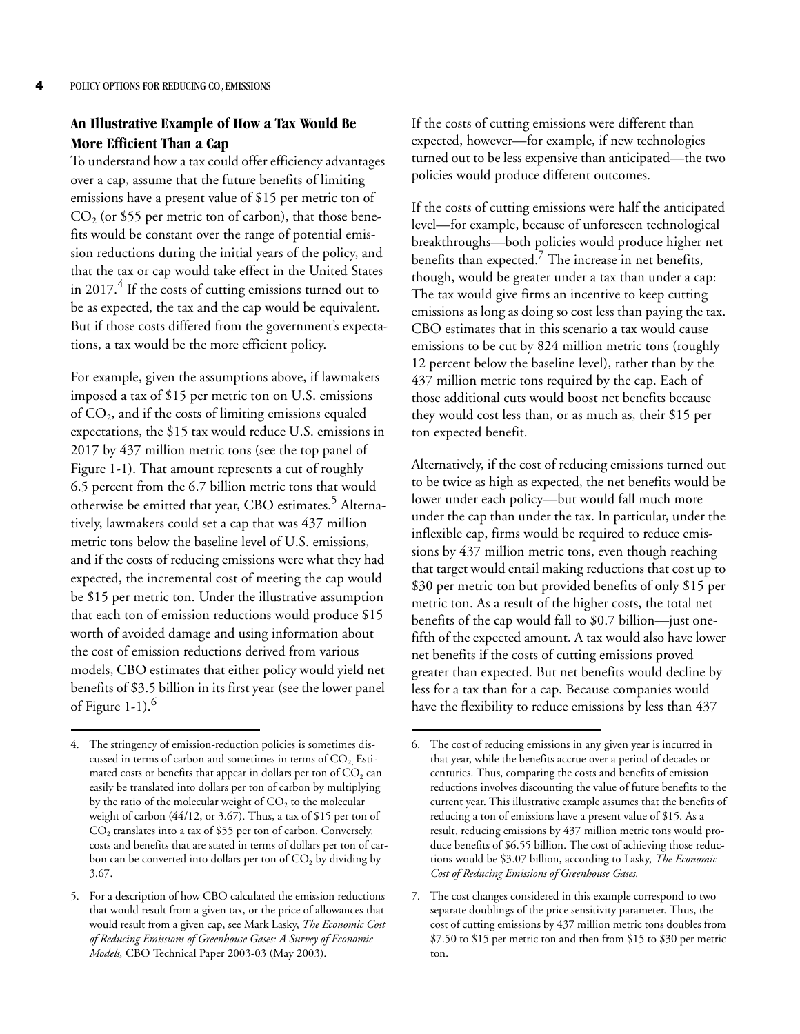## An Illustrative Example of How a Tax Would Be More Efficient Than a Cap

To understand how a tax could offer efficiency advantages over a cap, assume that the future benefits of limiting emissions have a present value of \$15 per metric ton of $CO_2$ (or \$55 per metric ton of carbon), that those benefits would be constant over the range of potential emission reductions during the initial years of the policy, and that the tax or cap would take effect in the United States in 2017.[4] If the costs of cutting emissions turned out to be as expected, the tax and the cap would be equivalent. But if those costs differed from the government's expectations, a tax would be the more efficient policy.

For example, given the assumptions above, if lawmakers imposed a tax of \$15 per metric ton on U.S. emissions of $CO_2$, and if the costs of limiting emissions equaled expectations, the \$15 tax would reduce U.S. emissions in 2017 by 437 million metric tons (see the top panel of Figure 1-1). That amount represents a cut of roughly 6.5 percent from the 6.7 billion metric tons that would otherwise be emitted that year, CBO estimates.[5] Alternatively, lawmakers could set a cap that was 437 million metric tons below the baseline level of U.S. emissions, and if the costs of reducing emissions were what they had expected, the incremental cost of meeting the cap would be \$15 per metric ton. Under the illustrative assumption that each ton of emission reductions would produce \$15 worth of avoided damage and using information about the cost of emission reductions derived from various models, CBO estimates that either policy would yield net benefits of \$3.5 billion in its first year (see the lower panel of Figure 1-1).[6]

If the costs of cutting emissions were different than expected, however—for example, if new technologies turned out to be less expensive than anticipated—the two policies would produce different outcomes.

If the costs of cutting emissions were half the anticipated level—for example, because of unforeseen technological breakthroughs—both policies would produce higher net benefits than expected.[7] The increase in net benefits, though, would be greater under a tax than under a cap: The tax would give firms an incentive to keep cutting emissions as long as doing so cost less than paying the tax. CBO estimates that in this scenario a tax would cause emissions to be cut by 824 million metric tons (roughly 12 percent below the baseline level), rather than by the 437 million metric tons required by the cap. Each of those additional cuts would boost net benefits because they would cost less than, or as much as, their \$15 per ton expected benefit.

Alternatively, if the cost of reducing emissions turned out to be twice as high as expected, the net benefits would be lower under each policy—but would fall much more under the cap than under the tax. In particular, under the inflexible cap, firms would be required to reduce emissions by 437 million metric tons, even though reaching that target would entail making reductions that cost up to \$30 per metric ton but provided benefits of only \$15 per metric ton. As a result of the higher costs, the total net benefits of the cap would fall to \$0.7 billion—just one-fifth of the expected amount. A tax would also have lower net benefits if the costs of cutting emissions proved greater than expected. But net benefits would decline by less for a tax than for a cap. Because companies would have the flexibility to reduce emissions by less than 437

---

4. The stringency of emission-reduction policies is sometimes discussed in terms of carbon and sometimes in terms of $CO_2$. Estimated costs or benefits that appear in dollars per ton of $CO_2$ can easily be translated into dollars per ton of carbon by multiplying by the ratio of the molecular weight of $CO_2$ to the molecular weight of carbon (44/12, or 3.67). Thus, a tax of \$15 per ton of $CO_2$ translates into a tax of \$55 per ton of carbon. Conversely, costs and benefits that are stated in terms of dollars per ton of carbon can be converted into dollars per ton of $CO_2$ by dividing by 3.67.

5. For a description of how CBO calculated the emission reductions that would result from a given tax, or the price of allowances that would result from a given cap, see Mark Lasky, *The Economic Cost of Reducing Emissions of Greenhouse Gases: A Survey of Economic Models,* CBO Technical Paper 2003-03 (May 2003).

6. The cost of reducing emissions in any given year is incurred in that year, while the benefits accrue over a period of decades or centuries. Thus, comparing the costs and benefits of emission reductions involves discounting the value of future benefits to the current year. This illustrative example assumes that the benefits of reducing a ton of emissions have a present value of \$15. As a result, reducing emissions by 437 million metric tons would produce benefits of \$6.55 billion. The cost of achieving those reductions would be \$3.07 billion, according to Lasky, *The Economic Cost of Reducing Emissions of Greenhouse Gases.*

7. The cost changes considered in this example correspond to two separate doublings of the price sensitivity parameter. Thus, the cost of cutting emissions by 437 million metric tons doubles from \$7.50 to \$15 per metric ton and then from \$15 to \$30 per metric ton.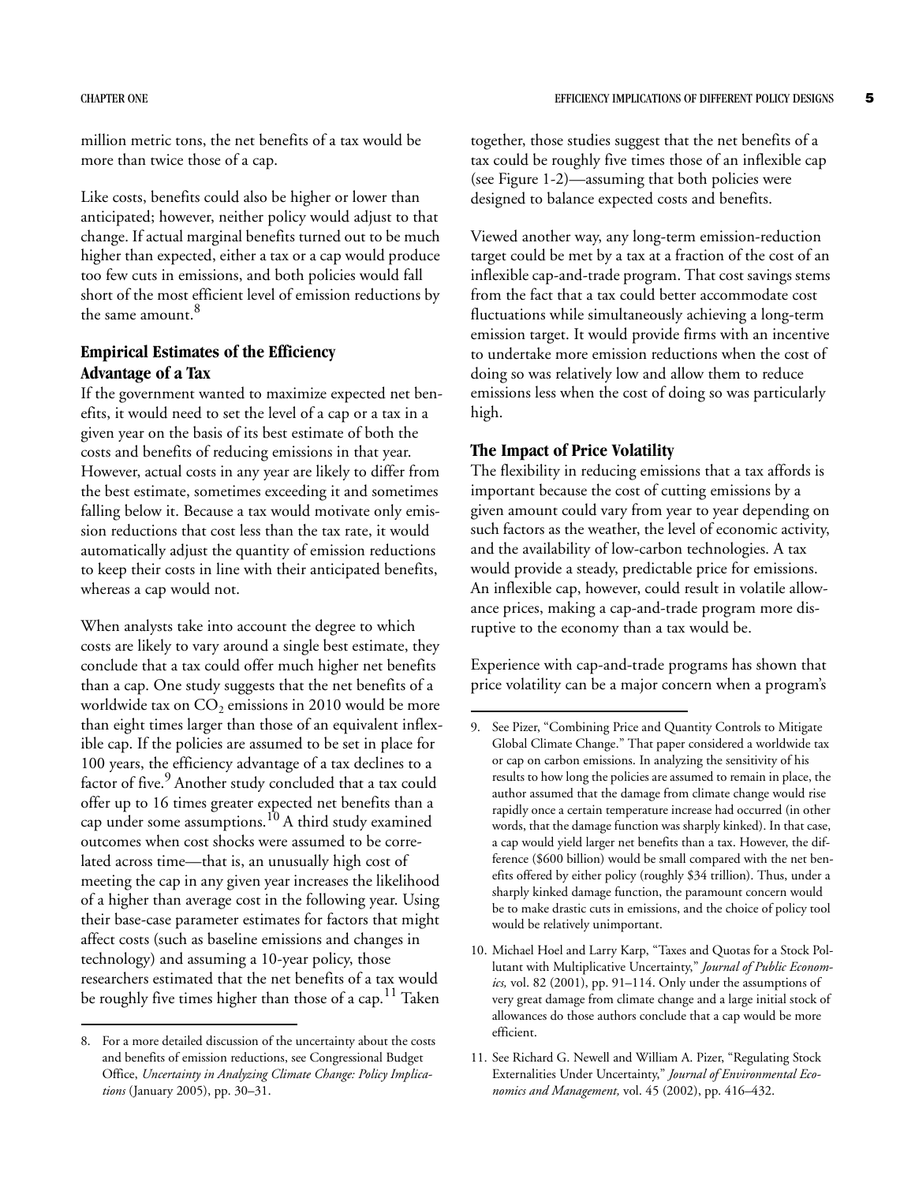million metric tons, the net benefits of a tax would be more than twice those of a cap.

Like costs, benefits could also be higher or lower than anticipated; however, neither policy would adjust to that change. If actual marginal benefits turned out to be much higher than expected, either a tax or a cap would produce too few cuts in emissions, and both policies would fall short of the most efficient level of emission reductions by the same amount.[8]

## Empirical Estimates of the Efficiency Advantage of a Tax

If the government wanted to maximize expected net benefits, it would need to set the level of a cap or a tax in a given year on the basis of its best estimate of both the costs and benefits of reducing emissions in that year. However, actual costs in any year are likely to differ from the best estimate, sometimes exceeding it and sometimes falling below it. Because a tax would motivate only emission reductions that cost less than the tax rate, it would automatically adjust the quantity of emission reductions to keep their costs in line with their anticipated benefits, whereas a cap would not.

When analysts take into account the degree to which costs are likely to vary around a single best estimate, they conclude that a tax could offer much higher net benefits than a cap. One study suggests that the net benefits of a worldwide tax on $CO_2$ emissions in 2010 would be more than eight times larger than those of an equivalent inflexible cap. If the policies are assumed to be set in place for 100 years, the efficiency advantage of a tax declines to a factor of five.[9] Another study concluded that a tax could offer up to 16 times greater expected net benefits than a cap under some assumptions.[10] A third study examined outcomes when cost shocks were assumed to be correlated across time—that is, an unusually high cost of meeting the cap in any given year increases the likelihood of a higher than average cost in the following year. Using their base-case parameter estimates for factors that might affect costs (such as baseline emissions and changes in technology) and assuming a 10-year policy, those researchers estimated that the net benefits of a tax would be roughly five times higher than those of a cap.[11] Taken together, those studies suggest that the net benefits of a tax could be roughly five times those of an inflexible cap (see Figure 1-2)—assuming that both policies were designed to balance expected costs and benefits.

Viewed another way, any long-term emission-reduction target could be met by a tax at a fraction of the cost of an inflexible cap-and-trade program. That cost savings stems from the fact that a tax could better accommodate cost fluctuations while simultaneously achieving a long-term emission target. It would provide firms with an incentive to undertake more emission reductions when the cost of doing so was relatively low and allow them to reduce emissions less when the cost of doing so was particularly high.

## The Impact of Price Volatility

The flexibility in reducing emissions that a tax affords is important because the cost of cutting emissions by a given amount could vary from year to year depending on such factors as the weather, the level of economic activity, and the availability of low-carbon technologies. A tax would provide a steady, predictable price for emissions. An inflexible cap, however, could result in volatile allowance prices, making a cap-and-trade program more disruptive to the economy than a tax would be.

Experience with cap-and-trade programs has shown that price volatility can be a major concern when a program's

---

8. For a more detailed discussion of the uncertainty about the costs and benefits of emission reductions, see Congressional Budget Office, *Uncertainty in Analyzing Climate Change: Policy Implications* (January 2005), pp. 30–31.

9. See Pizer, "Combining Price and Quantity Controls to Mitigate Global Climate Change." That paper considered a worldwide tax or cap on carbon emissions. In analyzing the sensitivity of his results to how long the policies are assumed to remain in place, the author assumed that the damage from climate change would rise rapidly once a certain temperature increase had occurred (in other words, that the damage function was sharply kinked). In that case, a cap would yield larger net benefits than a tax. However, the difference ($600 billion) would be small compared with the net benefits offered by either policy (roughly $34 trillion). Thus, under a sharply kinked damage function, the paramount concern would be to make drastic cuts in emissions, and the choice of policy tool would be relatively unimportant.

10. Michael Hoel and Larry Karp, "Taxes and Quotas for a Stock Pollutant with Multiplicative Uncertainty," *Journal of Public Economics,* vol. 82 (2001), pp. 91–114. Only under the assumptions of very great damage from climate change and a large initial stock of allowances do those authors conclude that a cap would be more efficient.

11. See Richard G. Newell and William A. Pizer, "Regulating Stock Externalities Under Uncertainty," *Journal of Environmental Economics and Management,* vol. 45 (2002), pp. 416–432.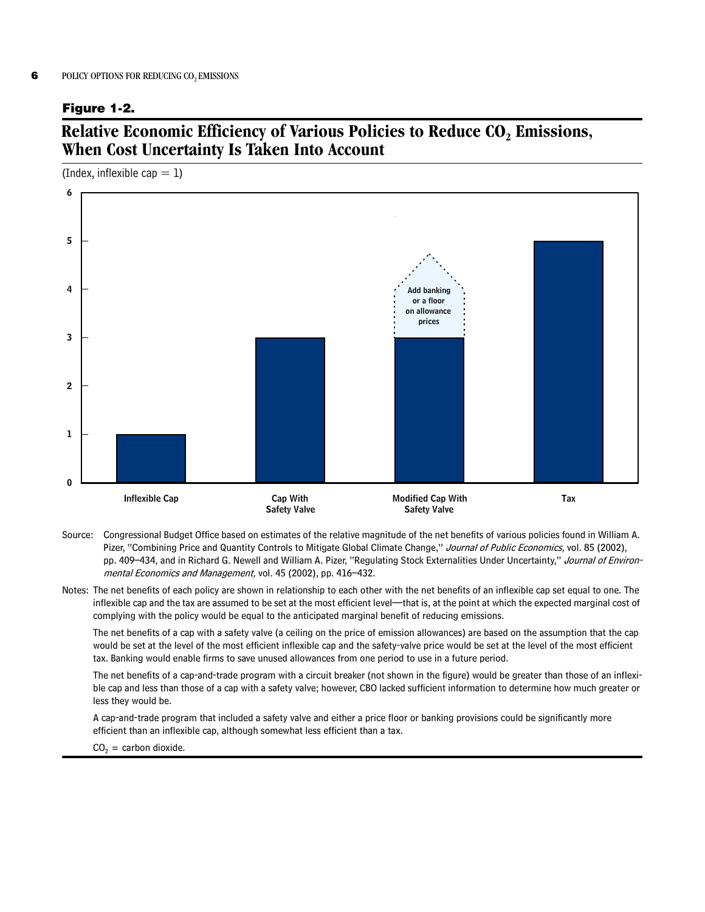**Figure 1-2.**

## Relative Economic Efficiency of Various Policies to Reduce $CO_2$ Emissions, When Cost Uncertainty Is Taken Into Account

(Index, inflexible cap = 1)

| Policy | Index |
|---|---|
| Inflexible Cap | 1 |
| Cap With Safety Valve | 3 |
| Modified Cap With Safety Valve | 3 (Add banking or a floor on allowance prices) |
| Tax | 5 |

Source: Congressional Budget Office based on estimates of the relative magnitude of the net benefits of various policies found in William A. Pizer, "Combining Price and Quantity Controls to Mitigate Global Climate Change," *Journal of Public Economics,* vol. 85 (2002), pp. 409–434, and in Richard G. Newell and William A. Pizer, "Regulating Stock Externalities Under Uncertainty," *Journal of Environmental Economics and Management,* vol. 45 (2002), pp. 416–432.

Notes: The net benefits of each policy are shown in relationship to each other with the net benefits of an inflexible cap set equal to one. The inflexible cap and the tax are assumed to be set at the most efficient level—that is, at the point at which the expected marginal cost of complying with the policy would be equal to the anticipated marginal benefit of reducing emissions.

The net benefits of a cap with a safety valve (a ceiling on the price of emission allowances) are based on the assumption that the cap would be set at the level of the most efficient inflexible cap and the safety-valve price would be set at the level of the most efficient tax. Banking would enable firms to save unused allowances from one period to use in a future period.

The net benefits of a cap-and-trade program with a circuit breaker (not shown in the figure) would be greater than those of an inflexible cap and less than those of a cap with a safety valve; however, CBO lacked sufficient information to determine how much greater or less they would be.

A cap-and-trade program that included a safety valve and either a price floor or banking provisions could be significantly more efficient than an inflexible cap, although somewhat less efficient than a tax.

$CO_2$ = carbon dioxide.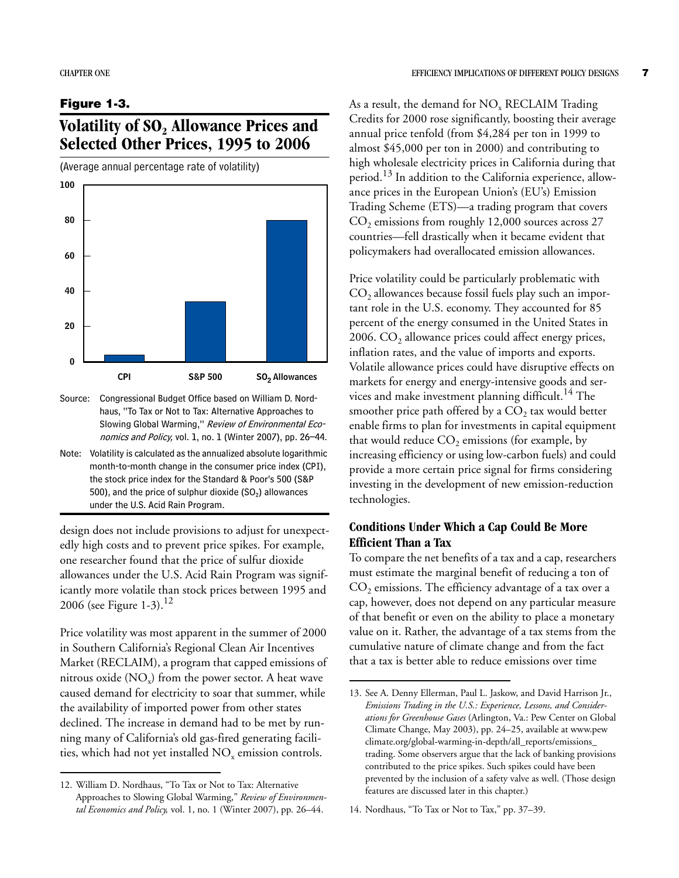**Figure 1-3.**

## Volatility of $SO_2$ Allowance Prices and Selected Other Prices, 1995 to 2006

(Average annual percentage rate of volatility)

| | CPI | S&P 500 | $SO_2$ Allowances |
|---|---|---|---|
| Volatility (approx.) | ~4 | ~34 | ~80 |

Source: Congressional Budget Office based on William D. Nordhaus, "To Tax or Not to Tax: Alternative Approaches to Slowing Global Warming," *Review of Environmental Economics and Policy,* vol. 1, no. 1 (Winter 2007), pp. 26–44.

Note: Volatility is calculated as the annualized absolute logarithmic month-to-month change in the consumer price index (CPI), the stock price index for the Standard & Poor's 500 (S&P 500), and the price of sulphur dioxide ($SO_2$) allowances under the U.S. Acid Rain Program.

design does not include provisions to adjust for unexpectedly high costs and to prevent price spikes. For example, one researcher found that the price of sulfur dioxide allowances under the U.S. Acid Rain Program was significantly more volatile than stock prices between 1995 and 2006 (see Figure 1-3).[12]

Price volatility was most apparent in the summer of 2000 in Southern California's Regional Clean Air Incentives Market (RECLAIM), a program that capped emissions of nitrous oxide ($NO_x$) from the power sector. A heat wave caused demand for electricity to soar that summer, while the availability of imported power from other states declined. The increase in demand had to be met by running many of California's old gas-fired generating facilities, which had not yet installed $NO_x$ emission controls. As a result, the demand for $NO_x$ RECLAIM Trading Credits for 2000 rose significantly, boosting their average annual price tenfold (from $4,284 per ton in 1999 to almost $45,000 per ton in 2000) and contributing to high wholesale electricity prices in California during that period.[13] In addition to the California experience, allowance prices in the European Union's (EU's) Emission Trading Scheme (ETS)—a trading program that covers $CO_2$ emissions from roughly 12,000 sources across 27 countries—fell drastically when it became evident that policymakers had overallocated emission allowances.

Price volatility could be particularly problematic with $CO_2$ allowances because fossil fuels play such an important role in the U.S. economy. They accounted for 85 percent of the energy consumed in the United States in 2006. $CO_2$ allowance prices could affect energy prices, inflation rates, and the value of imports and exports. Volatile allowance prices could have disruptive effects on markets for energy and energy-intensive goods and services and make investment planning difficult.[14] The smoother price path offered by a $CO_2$ tax would better enable firms to plan for investments in capital equipment that would reduce $CO_2$ emissions (for example, by increasing efficiency or using low-carbon fuels) and could provide a more certain price signal for firms considering investing in the development of new emission-reduction technologies.

### Conditions Under Which a Cap Could Be More Efficient Than a Tax

To compare the net benefits of a tax and a cap, researchers must estimate the marginal benefit of reducing a ton of $CO_2$ emissions. The efficiency advantage of a tax over a cap, however, does not depend on any particular measure of that benefit or even on the ability to place a monetary value on it. Rather, the advantage of a tax stems from the cumulative nature of climate change and from the fact that a tax is better able to reduce emissions over time

12. William D. Nordhaus, "To Tax or Not to Tax: Alternative Approaches to Slowing Global Warming," *Review of Environmental Economics and Policy,* vol. 1, no. 1 (Winter 2007), pp. 26–44.

13. See A. Denny Ellerman, Paul L. Jaskow, and David Harrison Jr., *Emissions Trading in the U.S.: Experience, Lessons, and Considerations for Greenhouse Gases* (Arlington, Va.: Pew Center on Global Climate Change, May 2003), pp. 24–25, available at www.pewclimate.org/global-warming-in-depth/all_reports/emissions_trading. Some observers argue that the lack of banking provisions contributed to the price spikes. Such spikes could have been prevented by the inclusion of a safety valve as well. (Those design features are discussed later in this chapter.)

14. Nordhaus, "To Tax or Not to Tax," pp. 37–39.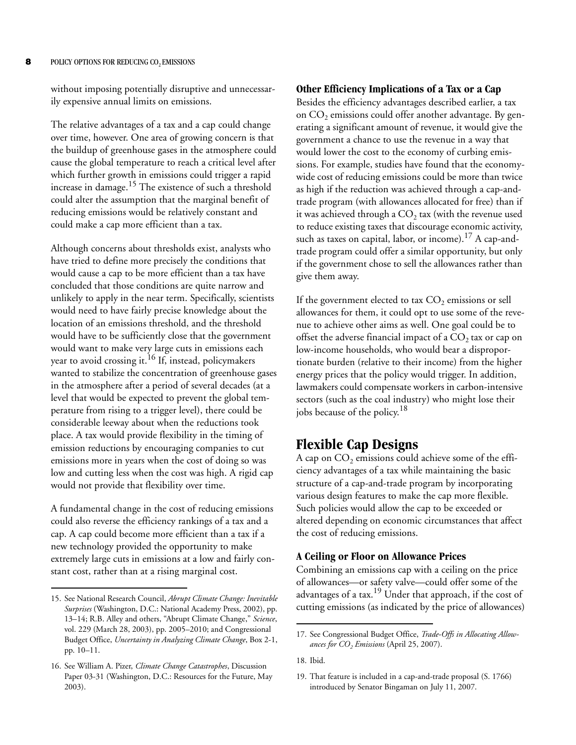without imposing potentially disruptive and unnecessarily expensive annual limits on emissions.

The relative advantages of a tax and a cap could change over time, however. One area of growing concern is that the buildup of greenhouse gases in the atmosphere could cause the global temperature to reach a critical level after which further growth in emissions could trigger a rapid increase in damage.[15] The existence of such a threshold could alter the assumption that the marginal benefit of reducing emissions would be relatively constant and could make a cap more efficient than a tax.

Although concerns about thresholds exist, analysts who have tried to define more precisely the conditions that would cause a cap to be more efficient than a tax have concluded that those conditions are quite narrow and unlikely to apply in the near term. Specifically, scientists would need to have fairly precise knowledge about the location of an emissions threshold, and the threshold would have to be sufficiently close that the government would want to make very large cuts in emissions each year to avoid crossing it.[16] If, instead, policymakers wanted to stabilize the concentration of greenhouse gases in the atmosphere after a period of several decades (at a level that would be expected to prevent the global temperature from rising to a trigger level), there could be considerable leeway about when the reductions took place. A tax would provide flexibility in the timing of emission reductions by encouraging companies to cut emissions more in years when the cost of doing so was low and cutting less when the cost was high. A rigid cap would not provide that flexibility over time.

A fundamental change in the cost of reducing emissions could also reverse the efficiency rankings of a tax and a cap. A cap could become more efficient than a tax if a new technology provided the opportunity to make extremely large cuts in emissions at a low and fairly constant cost, rather than at a rising marginal cost.

### Other Efficiency Implications of a Tax or a Cap

Besides the efficiency advantages described earlier, a tax on $CO_2$ emissions could offer another advantage. By generating a significant amount of revenue, it would give the government a chance to use the revenue in a way that would lower the cost to the economy of curbing emissions. For example, studies have found that the economy-wide cost of reducing emissions could be more than twice as high if the reduction was achieved through a cap-and-trade program (with allowances allocated for free) than if it was achieved through a $CO_2$ tax (with the revenue used to reduce existing taxes that discourage economic activity, such as taxes on capital, labor, or income).[17] A cap-and-trade program could offer a similar opportunity, but only if the government chose to sell the allowances rather than give them away.

If the government elected to tax $CO_2$ emissions or sell allowances for them, it could opt to use some of the revenue to achieve other aims as well. One goal could be to offset the adverse financial impact of a $CO_2$ tax or cap on low-income households, who would bear a disproportionate burden (relative to their income) from the higher energy prices that the policy would trigger. In addition, lawmakers could compensate workers in carbon-intensive sectors (such as the coal industry) who might lose their jobs because of the policy.[18]

## Flexible Cap Designs

A cap on $CO_2$ emissions could achieve some of the efficiency advantages of a tax while maintaining the basic structure of a cap-and-trade program by incorporating various design features to make the cap more flexible. Such policies would allow the cap to be exceeded or altered depending on economic circumstances that affect the cost of reducing emissions.

### A Ceiling or Floor on Allowance Prices

Combining an emissions cap with a ceiling on the price of allowances—or safety valve—could offer some of the advantages of a tax.[19] Under that approach, if the cost of cutting emissions (as indicated by the price of allowances)

---

15. See National Research Council, *Abrupt Climate Change: Inevitable Surprises* (Washington, D.C.: National Academy Press, 2002), pp. 13–14; R.B. Alley and others, "Abrupt Climate Change," *Science*, vol. 229 (March 28, 2003), pp. 2005–2010; and Congressional Budget Office, *Uncertainty in Analyzing Climate Change*, Box 2-1, pp. 10–11.

16. See William A. Pizer, *Climate Change Catastrophes*, Discussion Paper 03-31 (Washington, D.C.: Resources for the Future, May 2003).

17. See Congressional Budget Office, *Trade-Offs in Allocating Allowances for $CO_2$ Emissions* (April 25, 2007).

18. Ibid.

19. That feature is included in a cap-and-trade proposal (S. 1766) introduced by Senator Bingaman on July 11, 2007.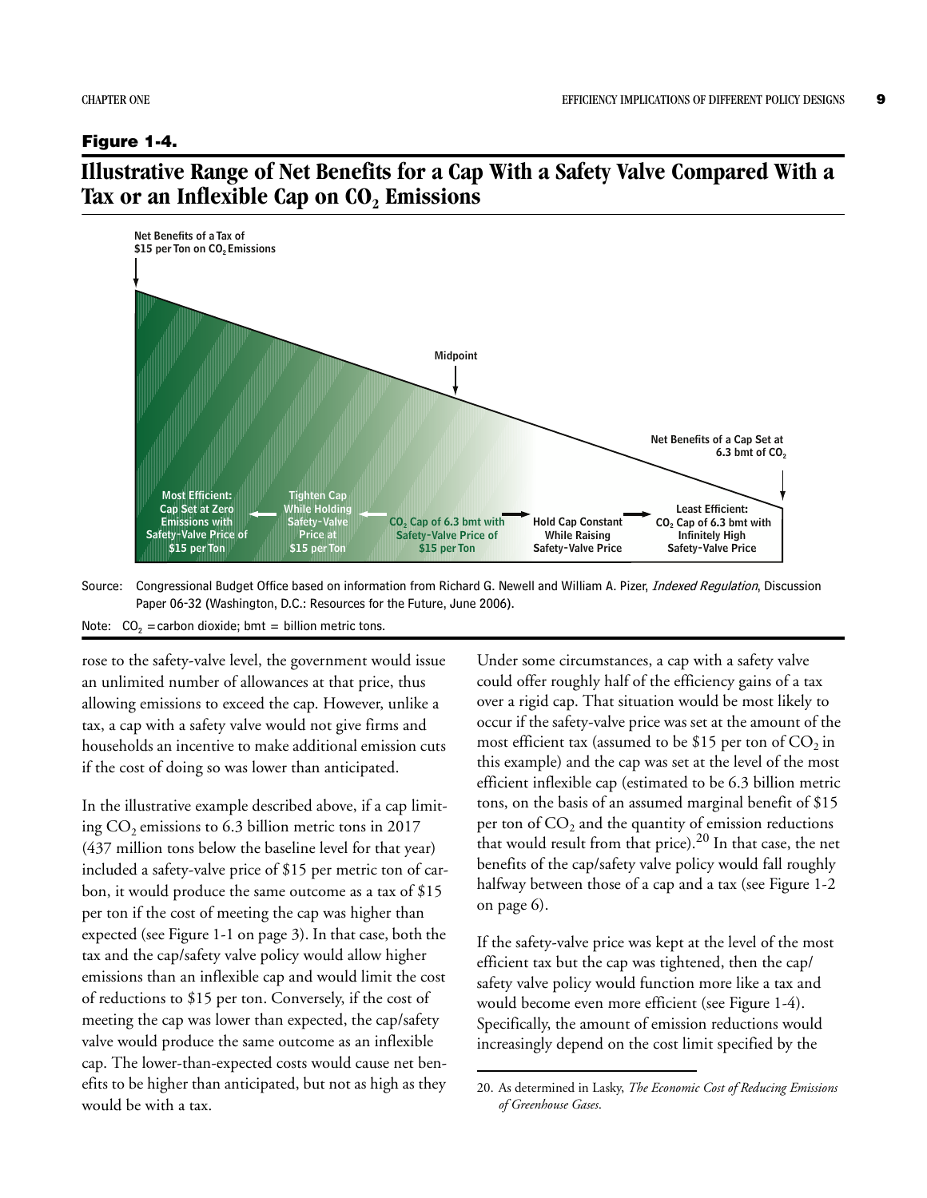**Figure 1-4.**

## Illustrative Range of Net Benefits for a Cap With a Safety Valve Compared With a Tax or an Inflexible Cap on $CO_2$ Emissions

Net Benefits of a Tax of $15 per Ton on $CO_2$ Emissions

Midpoint

Net Benefits of a Cap Set at 6.3 bmt of $CO_2$

Most Efficient: Cap Set at Zero Emissions with Safety-Valve Price of $15 per Ton ← Tighten Cap While Holding Safety-Valve Price at $15 per Ton ← $CO_2$ Cap of 6.3 bmt with Safety-Valve Price of $15 per Ton → Hold Cap Constant While Raising Safety-Valve Price → Least Efficient: $CO_2$ Cap of 6.3 bmt with Infinitely High Safety-Valve Price

Source: Congressional Budget Office based on information from Richard G. Newell and William A. Pizer, *Indexed Regulation*, Discussion Paper 06-32 (Washington, D.C.: Resources for the Future, June 2006).

Note: $CO_2$ = carbon dioxide; bmt = billion metric tons.

rose to the safety-valve level, the government would issue an unlimited number of allowances at that price, thus allowing emissions to exceed the cap. However, unlike a tax, a cap with a safety valve would not give firms and households an incentive to make additional emission cuts if the cost of doing so was lower than anticipated.

In the illustrative example described above, if a cap limiting $CO_2$ emissions to 6.3 billion metric tons in 2017 (437 million tons below the baseline level for that year) included a safety-valve price of $15 per metric ton of carbon, it would produce the same outcome as a tax of $15 per ton if the cost of meeting the cap was higher than expected (see Figure 1-1 on page 3). In that case, both the tax and the cap/safety valve policy would allow higher emissions than an inflexible cap and would limit the cost of reductions to $15 per ton. Conversely, if the cost of meeting the cap was lower than expected, the cap/safety valve would produce the same outcome as an inflexible cap. The lower-than-expected costs would cause net benefits to be higher than anticipated, but not as high as they would be with a tax.

Under some circumstances, a cap with a safety valve could offer roughly half of the efficiency gains of a tax over a rigid cap. That situation would be most likely to occur if the safety-valve price was set at the amount of the most efficient tax (assumed to be $15 per ton of $CO_2$ in this example) and the cap was set at the level of the most efficient inflexible cap (estimated to be 6.3 billion metric tons, on the basis of an assumed marginal benefit of $15 per ton of $CO_2$ and the quantity of emission reductions that would result from that price).[20] In that case, the net benefits of the cap/safety valve policy would fall roughly halfway between those of a cap and a tax (see Figure 1-2 on page 6).

If the safety-valve price was kept at the level of the most efficient tax but the cap was tightened, then the cap/safety valve policy would function more like a tax and would become even more efficient (see Figure 1-4). Specifically, the amount of emission reductions would increasingly depend on the cost limit specified by the

20. As determined in Lasky, *The Economic Cost of Reducing Emissions of Greenhouse Gases*.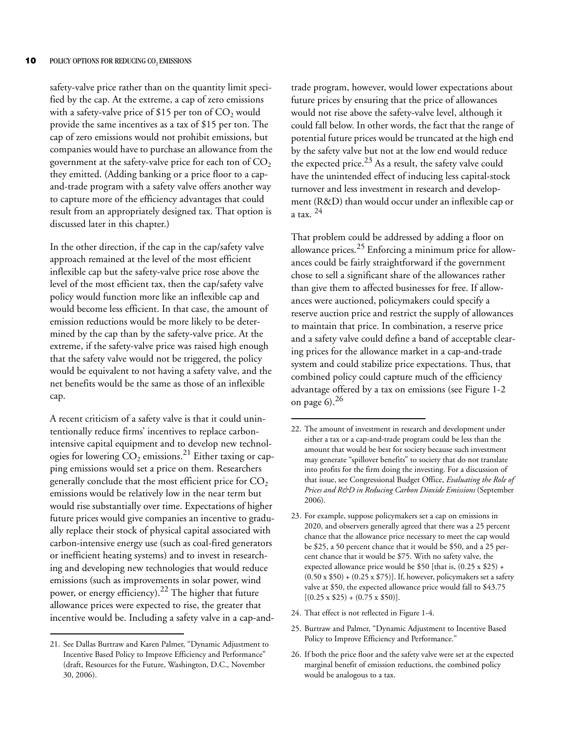safety-valve price rather than on the quantity limit specified by the cap. At the extreme, a cap of zero emissions with a safety-valve price of $15 per ton of $CO_2$ would provide the same incentives as a tax of $15 per ton. The cap of zero emissions would not prohibit emissions, but companies would have to purchase an allowance from the government at the safety-valve price for each ton of $CO_2$ they emitted. (Adding banking or a price floor to a cap-and-trade program with a safety valve offers another way to capture more of the efficiency advantages that could result from an appropriately designed tax. That option is discussed later in this chapter.)

In the other direction, if the cap in the cap/safety valve approach remained at the level of the most efficient inflexible cap but the safety-valve price rose above the level of the most efficient tax, then the cap/safety valve policy would function more like an inflexible cap and would become less efficient. In that case, the amount of emission reductions would be more likely to be determined by the cap than by the safety-valve price. At the extreme, if the safety-valve price was raised high enough that the safety valve would not be triggered, the policy would be equivalent to not having a safety valve, and the net benefits would be the same as those of an inflexible cap.

A recent criticism of a safety valve is that it could unintentionally reduce firms' incentives to replace carbon-intensive capital equipment and to develop new technologies for lowering $CO_2$ emissions.[21] Either taxing or capping emissions would set a price on them. Researchers generally conclude that the most efficient price for $CO_2$ emissions would be relatively low in the near term but would rise substantially over time. Expectations of higher future prices would give companies an incentive to gradually replace their stock of physical capital associated with carbon-intensive energy use (such as coal-fired generators or inefficient heating systems) and to invest in researching and developing new technologies that would reduce emissions (such as improvements in solar power, wind power, or energy efficiency).[22] The higher that future allowance prices were expected to rise, the greater that incentive would be. Including a safety valve in a cap-and-trade program, however, would lower expectations about future prices by ensuring that the price of allowances would not rise above the safety-valve level, although it could fall below. In other words, the fact that the range of potential future prices would be truncated at the high end by the safety valve but not at the low end would reduce the expected price.[23] As a result, the safety valve could have the unintended effect of inducing less capital-stock turnover and less investment in research and development (R&D) than would occur under an inflexible cap or a tax.[24]

That problem could be addressed by adding a floor on allowance prices.[25] Enforcing a minimum price for allowances could be fairly straightforward if the government chose to sell a significant share of the allowances rather than give them to affected businesses for free. If allowances were auctioned, policymakers could specify a reserve auction price and restrict the supply of allowances to maintain that price. In combination, a reserve price and a safety valve could define a band of acceptable clearing prices for the allowance market in a cap-and-trade system and could stabilize price expectations. Thus, that combined policy could capture much of the efficiency advantage offered by a tax on emissions (see Figure 1-2 on page 6).[26]

---

21. See Dallas Burtraw and Karen Palmer, "Dynamic Adjustment to Incentive Based Policy to Improve Efficiency and Performance" (draft, Resources for the Future, Washington, D.C., November 30, 2006).

22. The amount of investment in research and development under either a tax or a cap-and-trade program could be less than the amount that would be best for society because such investment may generate "spillover benefits" to society that do not translate into profits for the firm doing the investing. For a discussion of that issue, see Congressional Budget Office, *Evaluating the Role of Prices and R&D in Reducing Carbon Dioxide Emissions* (September 2006).

23. For example, suppose policymakers set a cap on emissions in 2020, and observers generally agreed that there was a 25 percent chance that the allowance price necessary to meet the cap would be $25, a 50 percent chance that it would be $50, and a 25 percent chance that it would be $75. With no safety valve, the expected allowance price would be $50 [that is, (0.25 x $25) + (0.50 x $50) + (0.25 x $75)]. If, however, policymakers set a safety valve at $50, the expected allowance price would fall to $43.75 [(0.25 x $25) + (0.75 x $50)].

24. That effect is not reflected in Figure 1-4.

25. Burtraw and Palmer, "Dynamic Adjustment to Incentive Based Policy to Improve Efficiency and Performance."

26. If both the price floor and the safety valve were set at the expected marginal benefit of emission reductions, the combined policy would be analogous to a tax.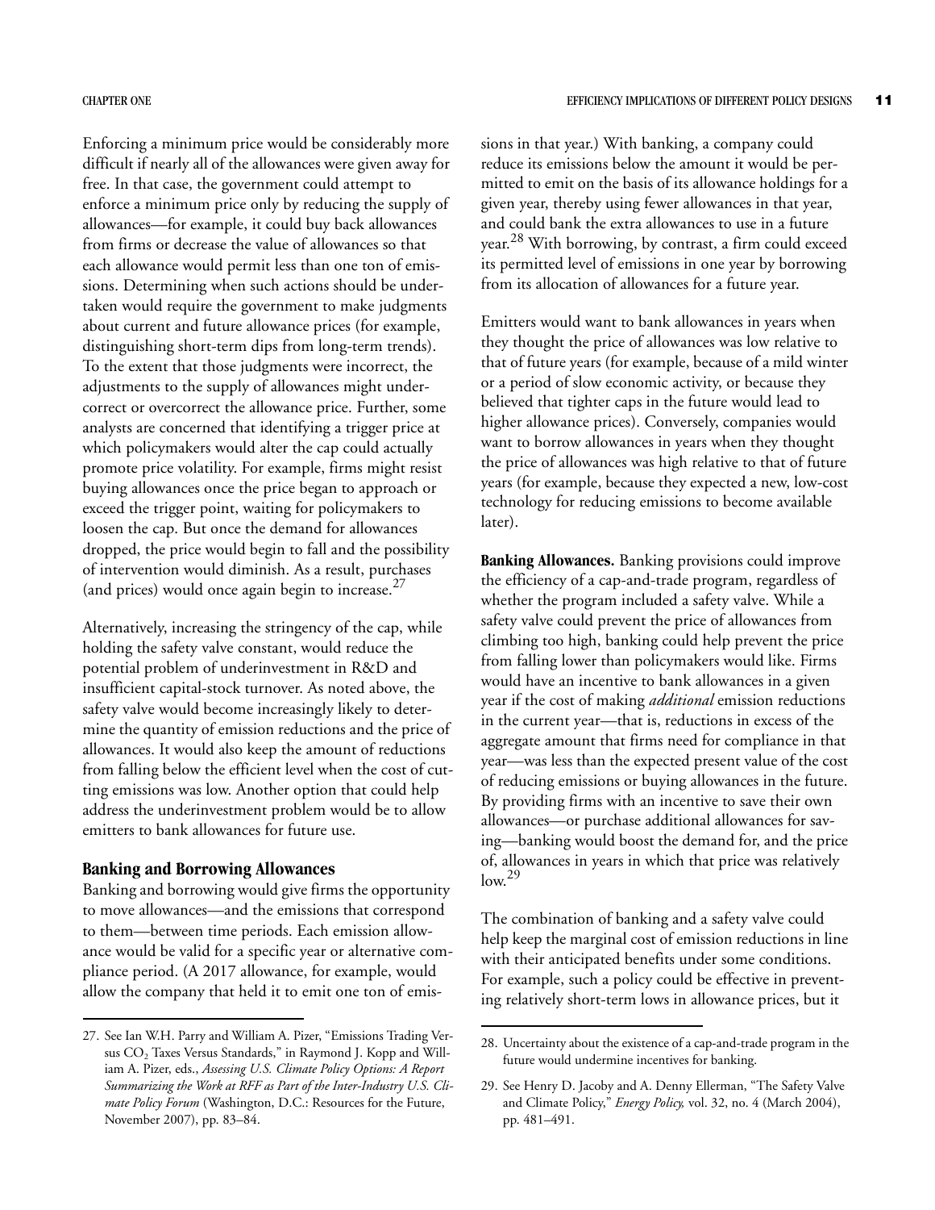Enforcing a minimum price would be considerably more difficult if nearly all of the allowances were given away for free. In that case, the government could attempt to enforce a minimum price only by reducing the supply of allowances—for example, it could buy back allowances from firms or decrease the value of allowances so that each allowance would permit less than one ton of emissions. Determining when such actions should be undertaken would require the government to make judgments about current and future allowance prices (for example, distinguishing short-term dips from long-term trends). To the extent that those judgments were incorrect, the adjustments to the supply of allowances might undercorrect or overcorrect the allowance price. Further, some analysts are concerned that identifying a trigger price at which policymakers would alter the cap could actually promote price volatility. For example, firms might resist buying allowances once the price began to approach or exceed the trigger point, waiting for policymakers to loosen the cap. But once the demand for allowances dropped, the price would begin to fall and the possibility of intervention would diminish. As a result, purchases (and prices) would once again begin to increase.[27]

Alternatively, increasing the stringency of the cap, while holding the safety valve constant, would reduce the potential problem of underinvestment in R&D and insufficient capital-stock turnover. As noted above, the safety valve would become increasingly likely to determine the quantity of emission reductions and the price of allowances. It would also keep the amount of reductions from falling below the efficient level when the cost of cutting emissions was low. Another option that could help address the underinvestment problem would be to allow emitters to bank allowances for future use.

### Banking and Borrowing Allowances

Banking and borrowing would give firms the opportunity to move allowances—and the emissions that correspond to them—between time periods. Each emission allowance would be valid for a specific year or alternative compliance period. (A 2017 allowance, for example, would allow the company that held it to emit one ton of emissions in that year.) With banking, a company could reduce its emissions below the amount it would be permitted to emit on the basis of its allowance holdings for a given year, thereby using fewer allowances in that year, and could bank the extra allowances to use in a future year.[28] With borrowing, by contrast, a firm could exceed its permitted level of emissions in one year by borrowing from its allocation of allowances for a future year.

Emitters would want to bank allowances in years when they thought the price of allowances was low relative to that of future years (for example, because of a mild winter or a period of slow economic activity, or because they believed that tighter caps in the future would lead to higher allowance prices). Conversely, companies would want to borrow allowances in years when they thought the price of allowances was high relative to that of future years (for example, because they expected a new, low-cost technology for reducing emissions to become available later).

**Banking Allowances.** Banking provisions could improve the efficiency of a cap-and-trade program, regardless of whether the program included a safety valve. While a safety valve could prevent the price of allowances from climbing too high, banking could help prevent the price from falling lower than policymakers would like. Firms would have an incentive to bank allowances in a given year if the cost of making *additional* emission reductions in the current year—that is, reductions in excess of the aggregate amount that firms need for compliance in that year—was less than the expected present value of the cost of reducing emissions or buying allowances in the future. By providing firms with an incentive to save their own allowances—or purchase additional allowances for saving—banking would boost the demand for, and the price of, allowances in years in which that price was relatively low.[29]

The combination of banking and a safety valve could help keep the marginal cost of emission reductions in line with their anticipated benefits under some conditions. For example, such a policy could be effective in preventing relatively short-term lows in allowance prices, but it

---

27. See Ian W.H. Parry and William A. Pizer, "Emissions Trading Versus $CO_2$ Taxes Versus Standards," in Raymond J. Kopp and William A. Pizer, eds., *Assessing U.S. Climate Policy Options: A Report Summarizing the Work at RFF as Part of the Inter-Industry U.S. Climate Policy Forum* (Washington, D.C.: Resources for the Future, November 2007), pp. 83–84.

28. Uncertainty about the existence of a cap-and-trade program in the future would undermine incentives for banking.

29. See Henry D. Jacoby and A. Denny Ellerman, "The Safety Valve and Climate Policy," *Energy Policy,* vol. 32, no. 4 (March 2004), pp. 481–491.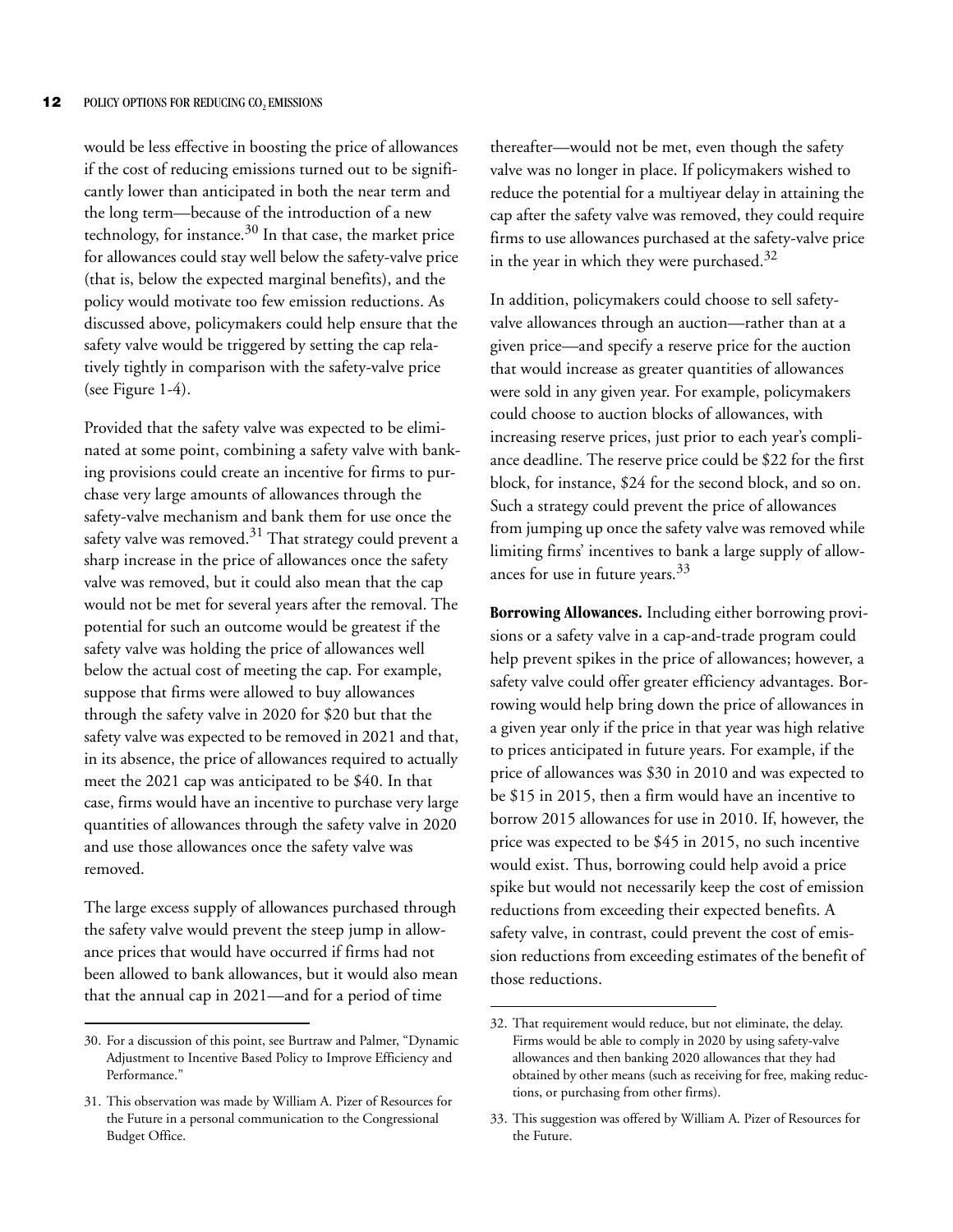would be less effective in boosting the price of allowances if the cost of reducing emissions turned out to be significantly lower than anticipated in both the near term and the long term—because of the introduction of a new technology, for instance.[30] In that case, the market price for allowances could stay well below the safety-valve price (that is, below the expected marginal benefits), and the policy would motivate too few emission reductions. As discussed above, policymakers could help ensure that the safety valve would be triggered by setting the cap relatively tightly in comparison with the safety-valve price (see Figure 1-4).

Provided that the safety valve was expected to be eliminated at some point, combining a safety valve with banking provisions could create an incentive for firms to purchase very large amounts of allowances through the safety-valve mechanism and bank them for use once the safety valve was removed.[31] That strategy could prevent a sharp increase in the price of allowances once the safety valve was removed, but it could also mean that the cap would not be met for several years after the removal. The potential for such an outcome would be greatest if the safety valve was holding the price of allowances well below the actual cost of meeting the cap. For example, suppose that firms were allowed to buy allowances through the safety valve in 2020 for $20 but that the safety valve was expected to be removed in 2021 and that, in its absence, the price of allowances required to actually meet the 2021 cap was anticipated to be $40. In that case, firms would have an incentive to purchase very large quantities of allowances through the safety valve in 2020 and use those allowances once the safety valve was removed.

The large excess supply of allowances purchased through the safety valve would prevent the steep jump in allowance prices that would have occurred if firms had not been allowed to bank allowances, but it would also mean that the annual cap in 2021—and for a period of time thereafter—would not be met, even though the safety valve was no longer in place. If policymakers wished to reduce the potential for a multiyear delay in attaining the cap after the safety valve was removed, they could require firms to use allowances purchased at the safety-valve price in the year in which they were purchased.[32]

In addition, policymakers could choose to sell safety-valve allowances through an auction—rather than at a given price—and specify a reserve price for the auction that would increase as greater quantities of allowances were sold in any given year. For example, policymakers could choose to auction blocks of allowances, with increasing reserve prices, just prior to each year's compliance deadline. The reserve price could be $22 for the first block, for instance, $24 for the second block, and so on. Such a strategy could prevent the price of allowances from jumping up once the safety valve was removed while limiting firms' incentives to bank a large supply of allowances for use in future years.[33]

**Borrowing Allowances.** Including either borrowing provisions or a safety valve in a cap-and-trade program could help prevent spikes in the price of allowances; however, a safety valve could offer greater efficiency advantages. Borrowing would help bring down the price of allowances in a given year only if the price in that year was high relative to prices anticipated in future years. For example, if the price of allowances was $30 in 2010 and was expected to be $15 in 2015, then a firm would have an incentive to borrow 2015 allowances for use in 2010. If, however, the price was expected to be $45 in 2015, no such incentive would exist. Thus, borrowing could help avoid a price spike but would not necessarily keep the cost of emission reductions from exceeding their expected benefits. A safety valve, in contrast, could prevent the cost of emission reductions from exceeding estimates of the benefit of those reductions.

---

30. For a discussion of this point, see Burtraw and Palmer, "Dynamic Adjustment to Incentive Based Policy to Improve Efficiency and Performance."

31. This observation was made by William A. Pizer of Resources for the Future in a personal communication to the Congressional Budget Office.

32. That requirement would reduce, but not eliminate, the delay. Firms would be able to comply in 2020 by using safety-valve allowances and then banking 2020 allowances that they had obtained by other means (such as receiving for free, making reductions, or purchasing from other firms).

33. This suggestion was offered by William A. Pizer of Resources for the Future.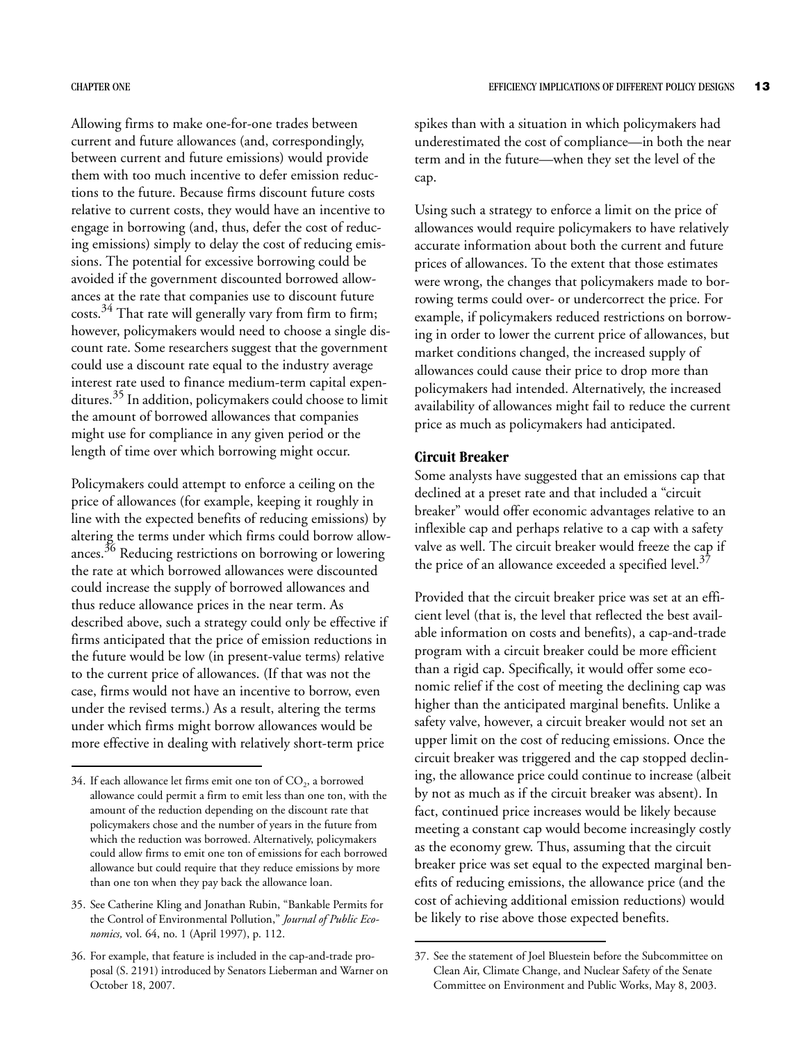Allowing firms to make one-for-one trades between current and future allowances (and, correspondingly, between current and future emissions) would provide them with too much incentive to defer emission reductions to the future. Because firms discount future costs relative to current costs, they would have an incentive to engage in borrowing (and, thus, defer the cost of reducing emissions) simply to delay the cost of reducing emissions. The potential for excessive borrowing could be avoided if the government discounted borrowed allowances at the rate that companies use to discount future costs.[34] That rate will generally vary from firm to firm; however, policymakers would need to choose a single discount rate. Some researchers suggest that the government could use a discount rate equal to the industry average interest rate used to finance medium-term capital expenditures.[35] In addition, policymakers could choose to limit the amount of borrowed allowances that companies might use for compliance in any given period or the length of time over which borrowing might occur.

Policymakers could attempt to enforce a ceiling on the price of allowances (for example, keeping it roughly in line with the expected benefits of reducing emissions) by altering the terms under which firms could borrow allowances.[36] Reducing restrictions on borrowing or lowering the rate at which borrowed allowances were discounted could increase the supply of borrowed allowances and thus reduce allowance prices in the near term. As described above, such a strategy could only be effective if firms anticipated that the price of emission reductions in the future would be low (in present-value terms) relative to the current price of allowances. (If that was not the case, firms would not have an incentive to borrow, even under the revised terms.) As a result, altering the terms under which firms might borrow allowances would be more effective in dealing with relatively short-term price spikes than with a situation in which policymakers had underestimated the cost of compliance—in both the near term and in the future—when they set the level of the cap.

Using such a strategy to enforce a limit on the price of allowances would require policymakers to have relatively accurate information about both the current and future prices of allowances. To the extent that those estimates were wrong, the changes that policymakers made to borrowing terms could over- or undercorrect the price. For example, if policymakers reduced restrictions on borrowing in order to lower the current price of allowances, but market conditions changed, the increased supply of allowances could cause their price to drop more than policymakers had intended. Alternatively, the increased availability of allowances might fail to reduce the current price as much as policymakers had anticipated.

### Circuit Breaker

Some analysts have suggested that an emissions cap that declined at a preset rate and that included a "circuit breaker" would offer economic advantages relative to an inflexible cap and perhaps relative to a cap with a safety valve as well. The circuit breaker would freeze the cap if the price of an allowance exceeded a specified level.[37]

Provided that the circuit breaker price was set at an efficient level (that is, the level that reflected the best available information on costs and benefits), a cap-and-trade program with a circuit breaker could be more efficient than a rigid cap. Specifically, it would offer some economic relief if the cost of meeting the declining cap was higher than the anticipated marginal benefits. Unlike a safety valve, however, a circuit breaker would not set an upper limit on the cost of reducing emissions. Once the circuit breaker was triggered and the cap stopped declining, the allowance price could continue to increase (albeit by not as much as if the circuit breaker was absent). In fact, continued price increases would be likely because meeting a constant cap would become increasingly costly as the economy grew. Thus, assuming that the circuit breaker price was set equal to the expected marginal benefits of reducing emissions, the allowance price (and the cost of achieving additional emission reductions) would be likely to rise above those expected benefits.

---

34. If each allowance let firms emit one ton of $CO_2$, a borrowed allowance could permit a firm to emit less than one ton, with the amount of the reduction depending on the discount rate that policymakers chose and the number of years in the future from which the reduction was borrowed. Alternatively, policymakers could allow firms to emit one ton of emissions for each borrowed allowance but could require that they reduce emissions by more than one ton when they pay back the allowance loan.

35. See Catherine Kling and Jonathan Rubin, "Bankable Permits for the Control of Environmental Pollution," *Journal of Public Economics,* vol. 64, no. 1 (April 1997), p. 112.

36. For example, that feature is included in the cap-and-trade proposal (S. 2191) introduced by Senators Lieberman and Warner on October 18, 2007.

37. See the statement of Joel Bluestein before the Subcommittee on Clean Air, Climate Change, and Nuclear Safety of the Senate Committee on Environment and Public Works, May 8, 2003.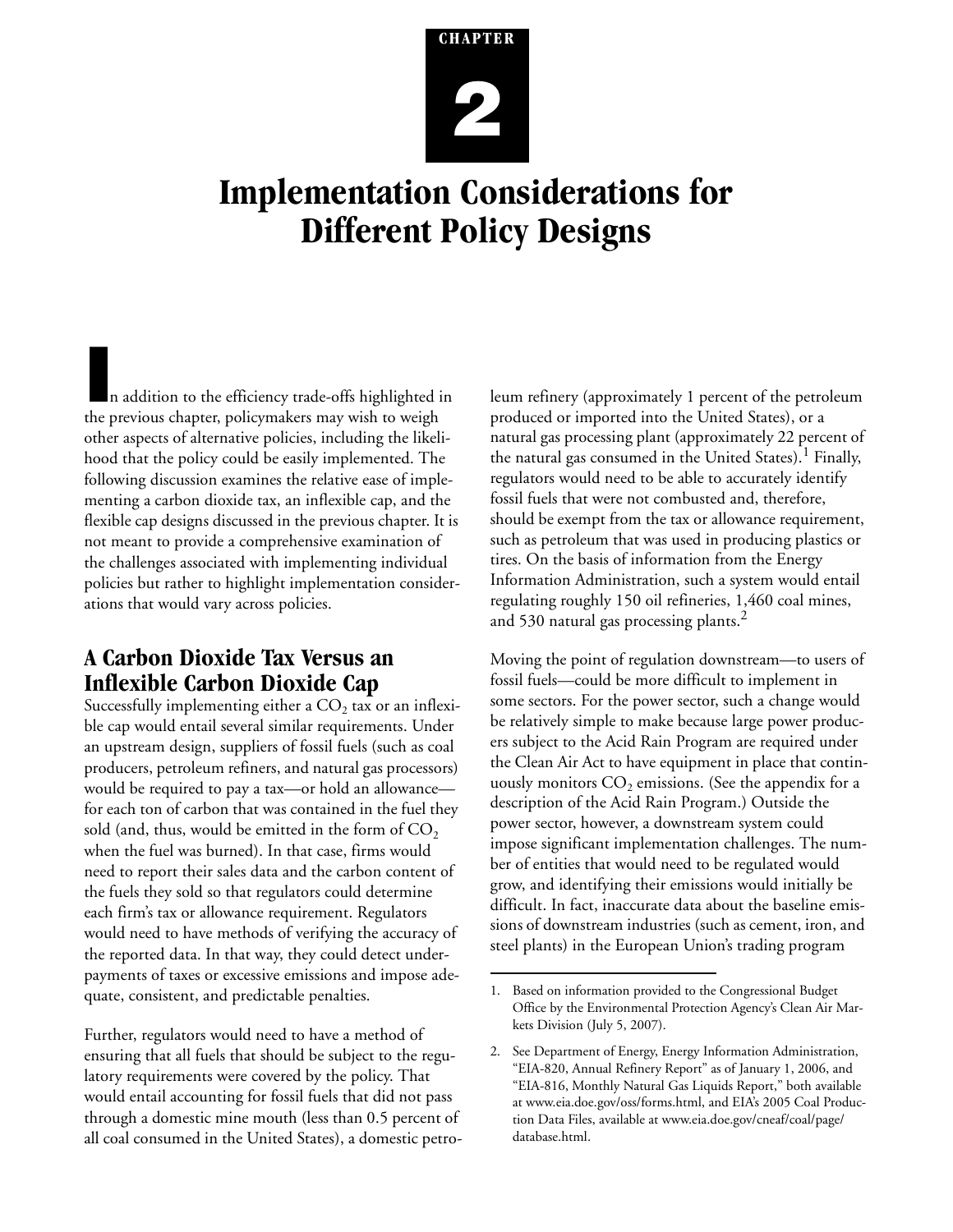CHAPTER

# 2

# Implementation Considerations for Different Policy Designs

In addition to the efficiency trade-offs highlighted in the previous chapter, policymakers may wish to weigh other aspects of alternative policies, including the likelihood that the policy could be easily implemented. The following discussion examines the relative ease of implementing a carbon dioxide tax, an inflexible cap, and the flexible cap designs discussed in the previous chapter. It is not meant to provide a comprehensive examination of the challenges associated with implementing individual policies but rather to highlight implementation considerations that would vary across policies.

## A Carbon Dioxide Tax Versus an Inflexible Carbon Dioxide Cap

Successfully implementing either a $CO_2$ tax or an inflexible cap would entail several similar requirements. Under an upstream design, suppliers of fossil fuels (such as coal producers, petroleum refiners, and natural gas processors) would be required to pay a tax—or hold an allowance—for each ton of carbon that was contained in the fuel they sold (and, thus, would be emitted in the form of $CO_2$ when the fuel was burned). In that case, firms would need to report their sales data and the carbon content of the fuels they sold so that regulators could determine each firm's tax or allowance requirement. Regulators would need to have methods of verifying the accuracy of the reported data. In that way, they could detect underpayments of taxes or excessive emissions and impose adequate, consistent, and predictable penalties.

Further, regulators would need to have a method of ensuring that all fuels that should be subject to the regulatory requirements were covered by the policy. That would entail accounting for fossil fuels that did not pass through a domestic mine mouth (less than 0.5 percent of all coal consumed in the United States), a domestic petroleum refinery (approximately 1 percent of the petroleum produced or imported into the United States), or a natural gas processing plant (approximately 22 percent of the natural gas consumed in the United States).[1] Finally, regulators would need to be able to accurately identify fossil fuels that were not combusted and, therefore, should be exempt from the tax or allowance requirement, such as petroleum that was used in producing plastics or tires. On the basis of information from the Energy Information Administration, such a system would entail regulating roughly 150 oil refineries, 1,460 coal mines, and 530 natural gas processing plants.[2]

Moving the point of regulation downstream—to users of fossil fuels—could be more difficult to implement in some sectors. For the power sector, such a change would be relatively simple to make because large power producers subject to the Acid Rain Program are required under the Clean Air Act to have equipment in place that continuously monitors $CO_2$ emissions. (See the appendix for a description of the Acid Rain Program.) Outside the power sector, however, a downstream system could impose significant implementation challenges. The number of entities that would need to be regulated would grow, and identifying their emissions would initially be difficult. In fact, inaccurate data about the baseline emissions of downstream industries (such as cement, iron, and steel plants) in the European Union's trading program

---

1. Based on information provided to the Congressional Budget Office by the Environmental Protection Agency's Clean Air Markets Division (July 5, 2007).

2. See Department of Energy, Energy Information Administration, "EIA-820, Annual Refinery Report" as of January 1, 2006, and "EIA-816, Monthly Natural Gas Liquids Report," both available at www.eia.doe.gov/oss/forms.html, and EIA's 2005 Coal Production Data Files, available at www.eia.doe.gov/cneaf/coal/page/database.html.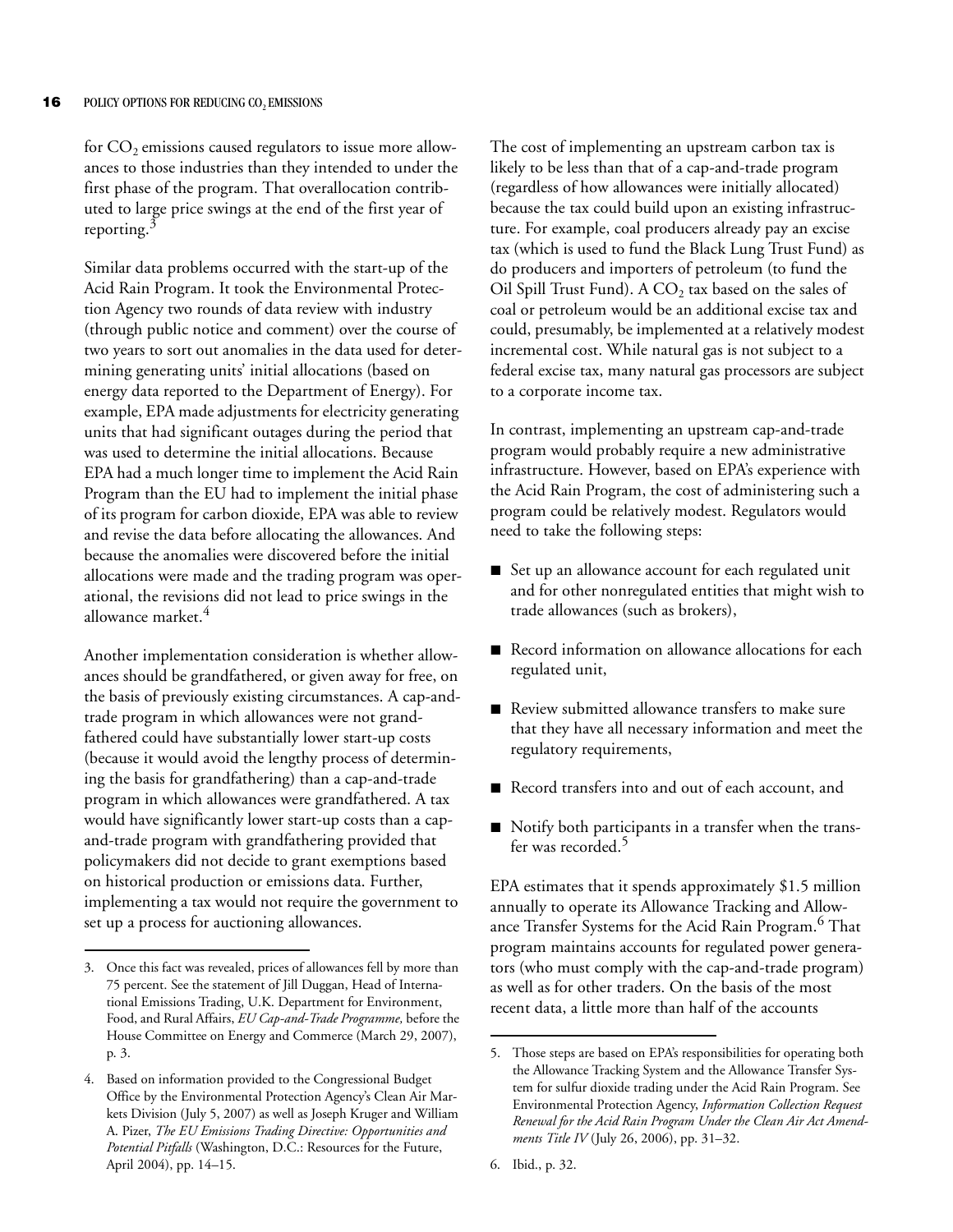for $CO_2$ emissions caused regulators to issue more allowances to those industries than they intended to under the first phase of the program. That overallocation contributed to large price swings at the end of the first year of reporting.[3]

Similar data problems occurred with the start-up of the Acid Rain Program. It took the Environmental Protection Agency two rounds of data review with industry (through public notice and comment) over the course of two years to sort out anomalies in the data used for determining generating units' initial allocations (based on energy data reported to the Department of Energy). For example, EPA made adjustments for electricity generating units that had significant outages during the period that was used to determine the initial allocations. Because EPA had a much longer time to implement the Acid Rain Program than the EU had to implement the initial phase of its program for carbon dioxide, EPA was able to review and revise the data before allocating the allowances. And because the anomalies were discovered before the initial allocations were made and the trading program was operational, the revisions did not lead to price swings in the allowance market.[4]

Another implementation consideration is whether allowances should be grandfathered, or given away for free, on the basis of previously existing circumstances. A cap-and-trade program in which allowances were not grandfathered could have substantially lower start-up costs (because it would avoid the lengthy process of determining the basis for grandfathering) than a cap-and-trade program in which allowances were grandfathered. A tax would have significantly lower start-up costs than a cap-and-trade program with grandfathering provided that policymakers did not decide to grant exemptions based on historical production or emissions data. Further, implementing a tax would not require the government to set up a process for auctioning allowances.

The cost of implementing an upstream carbon tax is likely to be less than that of a cap-and-trade program (regardless of how allowances were initially allocated) because the tax could build upon an existing infrastructure. For example, coal producers already pay an excise tax (which is used to fund the Black Lung Trust Fund) as do producers and importers of petroleum (to fund the Oil Spill Trust Fund). A $CO_2$ tax based on the sales of coal or petroleum would be an additional excise tax and could, presumably, be implemented at a relatively modest incremental cost. While natural gas is not subject to a federal excise tax, many natural gas processors are subject to a corporate income tax.

In contrast, implementing an upstream cap-and-trade program would probably require a new administrative infrastructure. However, based on EPA's experience with the Acid Rain Program, the cost of administering such a program could be relatively modest. Regulators would need to take the following steps:

- Set up an allowance account for each regulated unit and for other nonregulated entities that might wish to trade allowances (such as brokers),
- Record information on allowance allocations for each regulated unit,
- Review submitted allowance transfers to make sure that they have all necessary information and meet the regulatory requirements,
- Record transfers into and out of each account, and
- Notify both participants in a transfer when the transfer was recorded.[5]

EPA estimates that it spends approximately $1.5 million annually to operate its Allowance Tracking and Allowance Transfer Systems for the Acid Rain Program.[6] That program maintains accounts for regulated power generators (who must comply with the cap-and-trade program) as well as for other traders. On the basis of the most recent data, a little more than half of the accounts

---

3. Once this fact was revealed, prices of allowances fell by more than 75 percent. See the statement of Jill Duggan, Head of International Emissions Trading, U.K. Department for Environment, Food, and Rural Affairs, *EU Cap-and-Trade Programme,* before the House Committee on Energy and Commerce (March 29, 2007), p. 3.

4. Based on information provided to the Congressional Budget Office by the Environmental Protection Agency's Clean Air Markets Division (July 5, 2007) as well as Joseph Kruger and William A. Pizer, *The EU Emissions Trading Directive: Opportunities and Potential Pitfalls* (Washington, D.C.: Resources for the Future, April 2004), pp. 14–15.

5. Those steps are based on EPA's responsibilities for operating both the Allowance Tracking System and the Allowance Transfer System for sulfur dioxide trading under the Acid Rain Program. See Environmental Protection Agency, *Information Collection Request Renewal for the Acid Rain Program Under the Clean Air Act Amendments Title IV* (July 26, 2006), pp. 31–32.

6. Ibid., p. 32.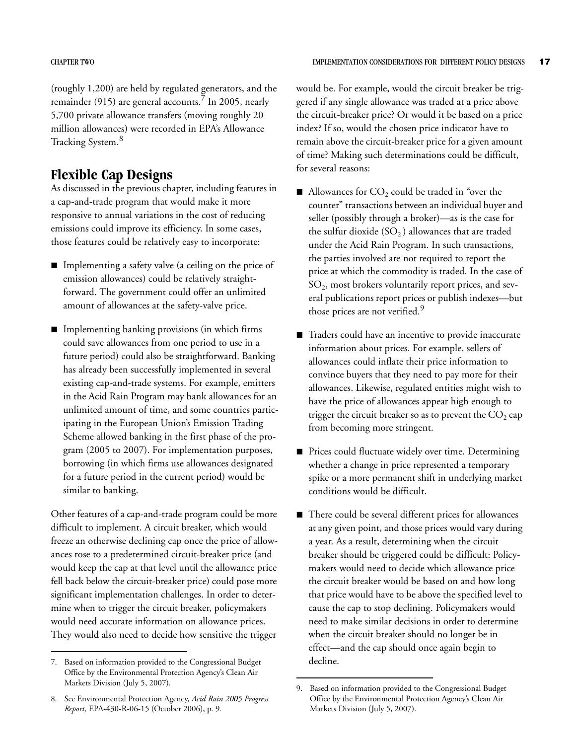(roughly 1,200) are held by regulated generators, and the remainder (915) are general accounts.[7] In 2005, nearly 5,700 private allowance transfers (moving roughly 20 million allowances) were recorded in EPA's Allowance Tracking System.[8]

## Flexible Cap Designs

As discussed in the previous chapter, including features in a cap-and-trade program that would make it more responsive to annual variations in the cost of reducing emissions could improve its efficiency. In some cases, those features could be relatively easy to incorporate:

- Implementing a safety valve (a ceiling on the price of emission allowances) could be relatively straightforward. The government could offer an unlimited amount of allowances at the safety-valve price.
- Implementing banking provisions (in which firms could save allowances from one period to use in a future period) could also be straightforward. Banking has already been successfully implemented in several existing cap-and-trade systems. For example, emitters in the Acid Rain Program may bank allowances for an unlimited amount of time, and some countries participating in the European Union's Emission Trading Scheme allowed banking in the first phase of the program (2005 to 2007). For implementation purposes, borrowing (in which firms use allowances designated for a future period in the current period) would be similar to banking.

Other features of a cap-and-trade program could be more difficult to implement. A circuit breaker, which would freeze an otherwise declining cap once the price of allowances rose to a predetermined circuit-breaker price (and would keep the cap at that level until the allowance price fell back below the circuit-breaker price) could pose more significant implementation challenges. In order to determine when to trigger the circuit breaker, policymakers would need accurate information on allowance prices. They would also need to decide how sensitive the trigger would be. For example, would the circuit breaker be triggered if any single allowance was traded at a price above the circuit-breaker price? Or would it be based on a price index? If so, would the chosen price indicator have to remain above the circuit-breaker price for a given amount of time? Making such determinations could be difficult, for several reasons:

- Allowances for $CO_2$ could be traded in "over the counter" transactions between an individual buyer and seller (possibly through a broker)—as is the case for the sulfur dioxide ($SO_2$) allowances that are traded under the Acid Rain Program. In such transactions, the parties involved are not required to report the price at which the commodity is traded. In the case of $SO_2$, most brokers voluntarily report prices, and several publications report prices or publish indexes—but those prices are not verified.[9]
- Traders could have an incentive to provide inaccurate information about prices. For example, sellers of allowances could inflate their price information to convince buyers that they need to pay more for their allowances. Likewise, regulated entities might wish to have the price of allowances appear high enough to trigger the circuit breaker so as to prevent the $CO_2$ cap from becoming more stringent.
- Prices could fluctuate widely over time. Determining whether a change in price represented a temporary spike or a more permanent shift in underlying market conditions would be difficult.
- There could be several different prices for allowances at any given point, and those prices would vary during a year. As a result, determining when the circuit breaker should be triggered could be difficult: Policymakers would need to decide which allowance price the circuit breaker would be based on and how long that price would have to be above the specified level to cause the cap to stop declining. Policymakers would need to make similar decisions in order to determine when the circuit breaker should no longer be in effect—and the cap should once again begin to decline.

---

7. Based on information provided to the Congressional Budget Office by the Environmental Protection Agency's Clean Air Markets Division (July 5, 2007).

8. See Environmental Protection Agency, *Acid Rain 2005 Progress Report,* EPA-430-R-06-15 (October 2006), p. 9.

9. Based on information provided to the Congressional Budget Office by the Environmental Protection Agency's Clean Air Markets Division (July 5, 2007).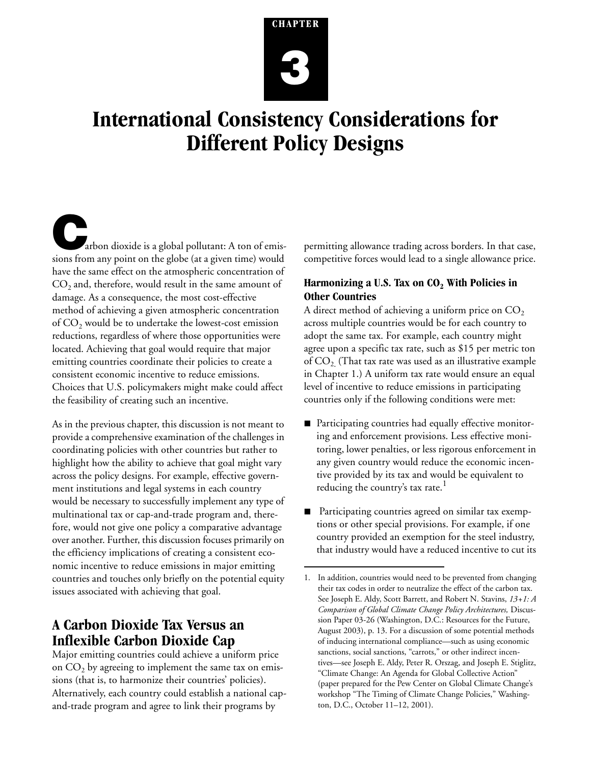CHAPTER

# 3

# International Consistency Considerations for Different Policy Designs

Carbon dioxide is a global pollutant: A ton of emissions from any point on the globe (at a given time) would have the same effect on the atmospheric concentration of $CO_2$ and, therefore, would result in the same amount of damage. As a consequence, the most cost-effective method of achieving a given atmospheric concentration of $CO_2$ would be to undertake the lowest-cost emission reductions, regardless of where those opportunities were located. Achieving that goal would require that major emitting countries coordinate their policies to create a consistent economic incentive to reduce emissions. Choices that U.S. policymakers might make could affect the feasibility of creating such an incentive.

As in the previous chapter, this discussion is not meant to provide a comprehensive examination of the challenges in coordinating policies with other countries but rather to highlight how the ability to achieve that goal might vary across the policy designs. For example, effective government institutions and legal systems in each country would be necessary to successfully implement any type of multinational tax or cap-and-trade program and, therefore, would not give one policy a comparative advantage over another. Further, this discussion focuses primarily on the efficiency implications of creating a consistent economic incentive to reduce emissions in major emitting countries and touches only briefly on the potential equity issues associated with achieving that goal.

## A Carbon Dioxide Tax Versus an Inflexible Carbon Dioxide Cap

Major emitting countries could achieve a uniform price on $CO_2$ by agreeing to implement the same tax on emissions (that is, to harmonize their countries' policies). Alternatively, each country could establish a national cap-and-trade program and agree to link their programs by permitting allowance trading across borders. In that case, competitive forces would lead to a single allowance price.

### Harmonizing a U.S. Tax on $CO_2$ With Policies in Other Countries

A direct method of achieving a uniform price on $CO_2$ across multiple countries would be for each country to adopt the same tax. For example, each country might agree upon a specific tax rate, such as $15 per metric ton of $CO_2$. (That tax rate was used as an illustrative example in Chapter 1.) A uniform tax rate would ensure an equal level of incentive to reduce emissions in participating countries only if the following conditions were met:

- Participating countries had equally effective monitoring and enforcement provisions. Less effective monitoring, lower penalties, or less rigorous enforcement in any given country would reduce the economic incentive provided by its tax and would be equivalent to reducing the country's tax rate.[1]

- Participating countries agreed on similar tax exemptions or other special provisions. For example, if one country provided an exemption for the steel industry, that industry would have a reduced incentive to cut its

---

1. In addition, countries would need to be prevented from changing their tax codes in order to neutralize the effect of the carbon tax. See Joseph E. Aldy, Scott Barrett, and Robert N. Stavins, *13+1: A Comparison of Global Climate Change Policy Architectures,* Discussion Paper 03-26 (Washington, D.C.: Resources for the Future, August 2003), p. 13. For a discussion of some potential methods of inducing international compliance—such as using economic sanctions, social sanctions, "carrots," or other indirect incentives—see Joseph E. Aldy, Peter R. Orszag, and Joseph E. Stiglitz, "Climate Change: An Agenda for Global Collective Action" (paper prepared for the Pew Center on Global Climate Change's workshop "The Timing of Climate Change Policies," Washington, D.C., October 11–12, 2001).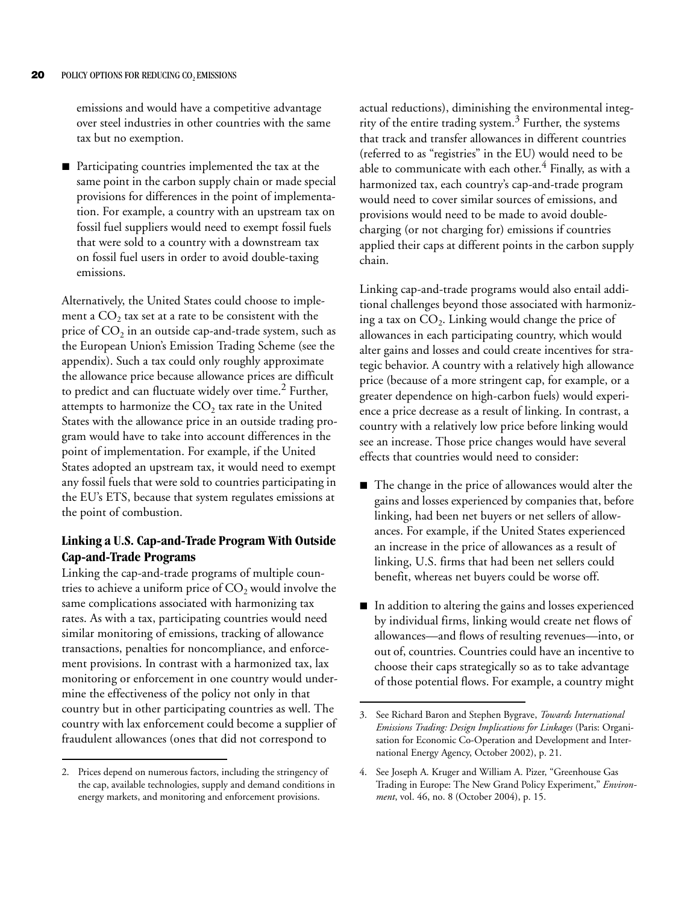emissions and would have a competitive advantage over steel industries in other countries with the same tax but no exemption.

- Participating countries implemented the tax at the same point in the carbon supply chain or made special provisions for differences in the point of implementation. For example, a country with an upstream tax on fossil fuel suppliers would need to exempt fossil fuels that were sold to a country with a downstream tax on fossil fuel users in order to avoid double-taxing emissions.

Alternatively, the United States could choose to implement a $CO_2$ tax set at a rate to be consistent with the price of $CO_2$ in an outside cap-and-trade system, such as the European Union's Emission Trading Scheme (see the appendix). Such a tax could only roughly approximate the allowance price because allowance prices are difficult to predict and can fluctuate widely over time.[2] Further, attempts to harmonize the $CO_2$ tax rate in the United States with the allowance price in an outside trading program would have to take into account differences in the point of implementation. For example, if the United States adopted an upstream tax, it would need to exempt any fossil fuels that were sold to countries participating in the EU's ETS, because that system regulates emissions at the point of combustion.

### Linking a U.S. Cap-and-Trade Program With Outside Cap-and-Trade Programs

Linking the cap-and-trade programs of multiple countries to achieve a uniform price of $CO_2$ would involve the same complications associated with harmonizing tax rates. As with a tax, participating countries would need similar monitoring of emissions, tracking of allowance transactions, penalties for noncompliance, and enforcement provisions. In contrast with a harmonized tax, lax monitoring or enforcement in one country would undermine the effectiveness of the policy not only in that country but in other participating countries as well. The country with lax enforcement could become a supplier of fraudulent allowances (ones that did not correspond to actual reductions), diminishing the environmental integrity of the entire trading system.[3] Further, the systems that track and transfer allowances in different countries (referred to as "registries" in the EU) would need to be able to communicate with each other.[4] Finally, as with a harmonized tax, each country's cap-and-trade program would need to cover similar sources of emissions, and provisions would need to be made to avoid double-charging (or not charging for) emissions if countries applied their caps at different points in the carbon supply chain.

Linking cap-and-trade programs would also entail additional challenges beyond those associated with harmonizing a tax on $CO_2$. Linking would change the price of allowances in each participating country, which would alter gains and losses and could create incentives for strategic behavior. A country with a relatively high allowance price (because of a more stringent cap, for example, or a greater dependence on high-carbon fuels) would experience a price decrease as a result of linking. In contrast, a country with a relatively low price before linking would see an increase. Those price changes would have several effects that countries would need to consider:

- The change in the price of allowances would alter the gains and losses experienced by companies that, before linking, had been net buyers or net sellers of allowances. For example, if the United States experienced an increase in the price of allowances as a result of linking, U.S. firms that had been net sellers could benefit, whereas net buyers could be worse off.

- In addition to altering the gains and losses experienced by individual firms, linking would create net flows of allowances—and flows of resulting revenues—into, or out of, countries. Countries could have an incentive to choose their caps strategically so as to take advantage of those potential flows. For example, a country might

2. Prices depend on numerous factors, including the stringency of the cap, available technologies, supply and demand conditions in energy markets, and monitoring and enforcement provisions.

3. See Richard Baron and Stephen Bygrave, *Towards International Emissions Trading: Design Implications for Linkages* (Paris: Organisation for Economic Co-Operation and Development and International Energy Agency, October 2002), p. 21.

4. See Joseph A. Kruger and William A. Pizer, "Greenhouse Gas Trading in Europe: The New Grand Policy Experiment," *Environment*, vol. 46, no. 8 (October 2004), p. 15.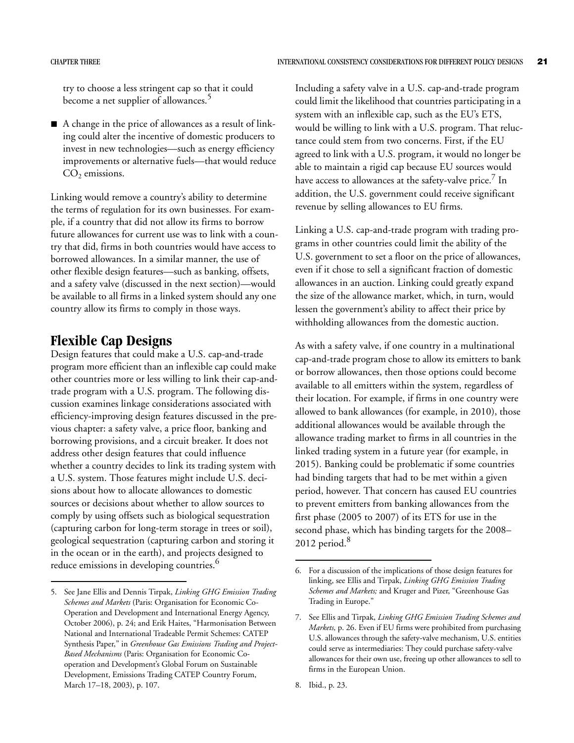try to choose a less stringent cap so that it could become a net supplier of allowances.[5]

- A change in the price of allowances as a result of linking could alter the incentive of domestic producers to invest in new technologies—such as energy efficiency improvements or alternative fuels—that would reduce $CO_2$ emissions.

Linking would remove a country's ability to determine the terms of regulation for its own businesses. For example, if a country that did not allow its firms to borrow future allowances for current use was to link with a country that did, firms in both countries would have access to borrowed allowances. In a similar manner, the use of other flexible design features—such as banking, offsets, and a safety valve (discussed in the next section)—would be available to all firms in a linked system should any one country allow its firms to comply in those ways.

## Flexible Cap Designs

Design features that could make a U.S. cap-and-trade program more efficient than an inflexible cap could make other countries more or less willing to link their cap-and-trade program with a U.S. program. The following discussion examines linkage considerations associated with efficiency-improving design features discussed in the previous chapter: a safety valve, a price floor, banking and borrowing provisions, and a circuit breaker. It does not address other design features that could influence whether a country decides to link its trading system with a U.S. system. Those features might include U.S. decisions about how to allocate allowances to domestic sources or decisions about whether to allow sources to comply by using offsets such as biological sequestration (capturing carbon for long-term storage in trees or soil), geological sequestration (capturing carbon and storing it in the ocean or in the earth), and projects designed to reduce emissions in developing countries.[6]

Including a safety valve in a U.S. cap-and-trade program could limit the likelihood that countries participating in a system with an inflexible cap, such as the EU's ETS, would be willing to link with a U.S. program. That reluctance could stem from two concerns. First, if the EU agreed to link with a U.S. program, it would no longer be able to maintain a rigid cap because EU sources would have access to allowances at the safety-valve price.[7] In addition, the U.S. government could receive significant revenue by selling allowances to EU firms.

Linking a U.S. cap-and-trade program with trading programs in other countries could limit the ability of the U.S. government to set a floor on the price of allowances, even if it chose to sell a significant fraction of domestic allowances in an auction. Linking could greatly expand the size of the allowance market, which, in turn, would lessen the government's ability to affect their price by withholding allowances from the domestic auction.

As with a safety valve, if one country in a multinational cap-and-trade program chose to allow its emitters to bank or borrow allowances, then those options could become available to all emitters within the system, regardless of their location. For example, if firms in one country were allowed to bank allowances (for example, in 2010), those additional allowances would be available through the allowance trading market to firms in all countries in the linked trading system in a future year (for example, in 2015). Banking could be problematic if some countries had binding targets that had to be met within a given period, however. That concern has caused EU countries to prevent emitters from banking allowances from the first phase (2005 to 2007) of its ETS for use in the second phase, which has binding targets for the 2008–2012 period.[8]

---

5. See Jane Ellis and Dennis Tirpak, *Linking GHG Emission Trading Schemes and Markets* (Paris: Organisation for Economic Co-Operation and Development and International Energy Agency, October 2006), p. 24; and Erik Haites, "Harmonisation Between National and International Tradeable Permit Schemes: CATEP Synthesis Paper," in *Greenhouse Gas Emissions Trading and Project-Based Mechanisms* (Paris: Organisation for Economic Co-operation and Development's Global Forum on Sustainable Development, Emissions Trading CATEP Country Forum, March 17–18, 2003), p. 107.

6. For a discussion of the implications of those design features for linking, see Ellis and Tirpak, *Linking GHG Emission Trading Schemes and Markets;* and Kruger and Pizer, "Greenhouse Gas Trading in Europe."

7. See Ellis and Tirpak, *Linking GHG Emission Trading Schemes and Markets,* p. 26. Even if EU firms were prohibited from purchasing U.S. allowances through the safety-valve mechanism, U.S. entities could serve as intermediaries: They could purchase safety-valve allowances for their own use, freeing up other allowances to sell to firms in the European Union.

8. Ibid., p. 23.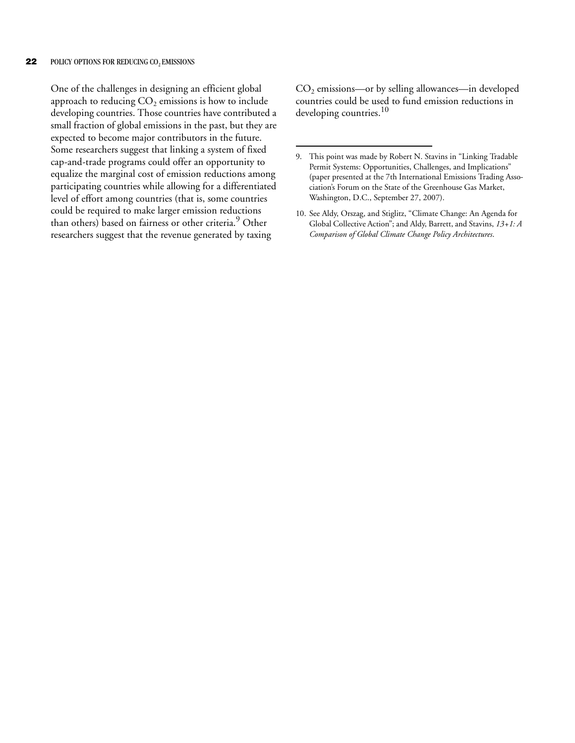One of the challenges in designing an efficient global approach to reducing $CO_2$ emissions is how to include developing countries. Those countries have contributed a small fraction of global emissions in the past, but they are expected to become major contributors in the future. Some researchers suggest that linking a system of fixed cap-and-trade programs could offer an opportunity to equalize the marginal cost of emission reductions among participating countries while allowing for a differentiated level of effort among countries (that is, some countries could be required to make larger emission reductions than others) based on fairness or other criteria.[9] Other researchers suggest that the revenue generated by taxing $CO_2$ emissions—or by selling allowances—in developed countries could be used to fund emission reductions in developing countries.[10]

---

9. This point was made by Robert N. Stavins in "Linking Tradable Permit Systems: Opportunities, Challenges, and Implications" (paper presented at the 7th International Emissions Trading Association's Forum on the State of the Greenhouse Gas Market, Washington, D.C., September 27, 2007).

10. See Aldy, Orszag, and Stiglitz, "Climate Change: An Agenda for Global Collective Action"; and Aldy, Barrett, and Stavins, *13+1: A Comparison of Global Climate Change Policy Architectures*.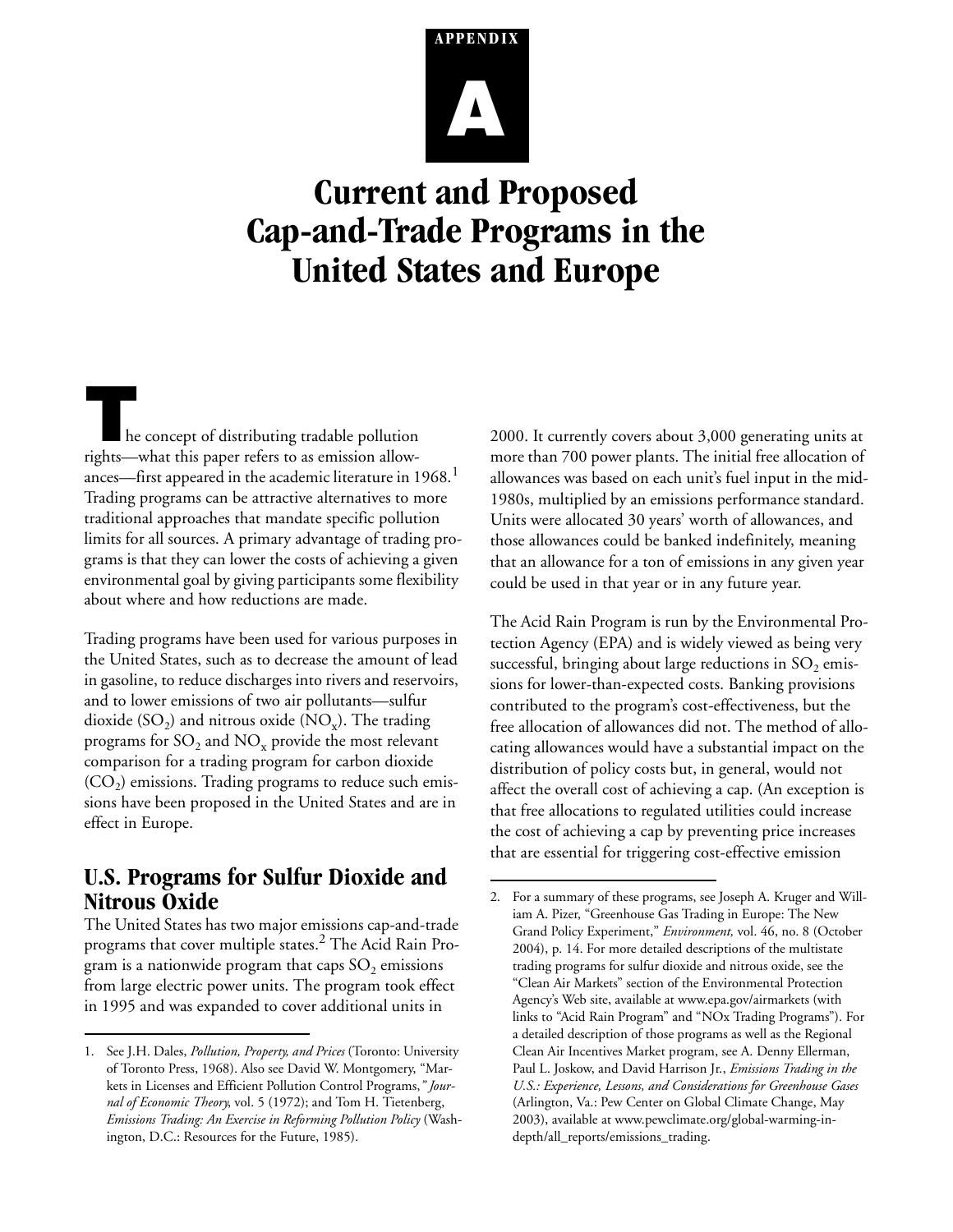# APPENDIX A

# Current and Proposed Cap-and-Trade Programs in the United States and Europe

The concept of distributing tradable pollution rights—what this paper refers to as emission allowances—first appeared in the academic literature in 1968.[1] Trading programs can be attractive alternatives to more traditional approaches that mandate specific pollution limits for all sources. A primary advantage of trading programs is that they can lower the costs of achieving a given environmental goal by giving participants some flexibility about where and how reductions are made.

Trading programs have been used for various purposes in the United States, such as to decrease the amount of lead in gasoline, to reduce discharges into rivers and reservoirs, and to lower emissions of two air pollutants—sulfur dioxide ($SO_2$) and nitrous oxide ($NO_x$). The trading programs for $SO_2$ and $NO_x$ provide the most relevant comparison for a trading program for carbon dioxide ($CO_2$) emissions. Trading programs to reduce such emissions have been proposed in the United States and are in effect in Europe.

## U.S. Programs for Sulfur Dioxide and Nitrous Oxide

The United States has two major emissions cap-and-trade programs that cover multiple states.[2] The Acid Rain Program is a nationwide program that caps $SO_2$ emissions from large electric power units. The program took effect in 1995 and was expanded to cover additional units in 2000. It currently covers about 3,000 generating units at more than 700 power plants. The initial free allocation of allowances was based on each unit's fuel input in the mid-1980s, multiplied by an emissions performance standard. Units were allocated 30 years' worth of allowances, and those allowances could be banked indefinitely, meaning that an allowance for a ton of emissions in any given year could be used in that year or in any future year.

The Acid Rain Program is run by the Environmental Protection Agency (EPA) and is widely viewed as being very successful, bringing about large reductions in $SO_2$ emissions for lower-than-expected costs. Banking provisions contributed to the program's cost-effectiveness, but the free allocation of allowances did not. The method of allocating allowances would have a substantial impact on the distribution of policy costs but, in general, would not affect the overall cost of achieving a cap. (An exception is that free allocations to regulated utilities could increase the cost of achieving a cap by preventing price increases that are essential for triggering cost-effective emission

1. See J.H. Dales, *Pollution, Property, and Prices* (Toronto: University of Toronto Press, 1968). Also see David W. Montgomery, "Markets in Licenses and Efficient Pollution Control Programs," *Journal of Economic Theory,* vol. 5 (1972); and Tom H. Tietenberg, *Emissions Trading: An Exercise in Reforming Pollution Policy* (Washington, D.C.: Resources for the Future, 1985).

2. For a summary of these programs, see Joseph A. Kruger and William A. Pizer, "Greenhouse Gas Trading in Europe: The New Grand Policy Experiment," *Environment,* vol. 46, no. 8 (October 2004), p. 14. For more detailed descriptions of the multistate trading programs for sulfur dioxide and nitrous oxide, see the "Clean Air Markets" section of the Environmental Protection Agency's Web site, available at www.epa.gov/airmarkets (with links to "Acid Rain Program" and "NOx Trading Programs"). For a detailed description of those programs as well as the Regional Clean Air Incentives Market program, see A. Denny Ellerman, Paul L. Joskow, and David Harrison Jr., *Emissions Trading in the U.S.: Experience, Lessons, and Considerations for Greenhouse Gases* (Arlington, Va.: Pew Center on Global Climate Change, May 2003), available at www.pewclimate.org/global-warming-in-depth/all_reports/emissions_trading.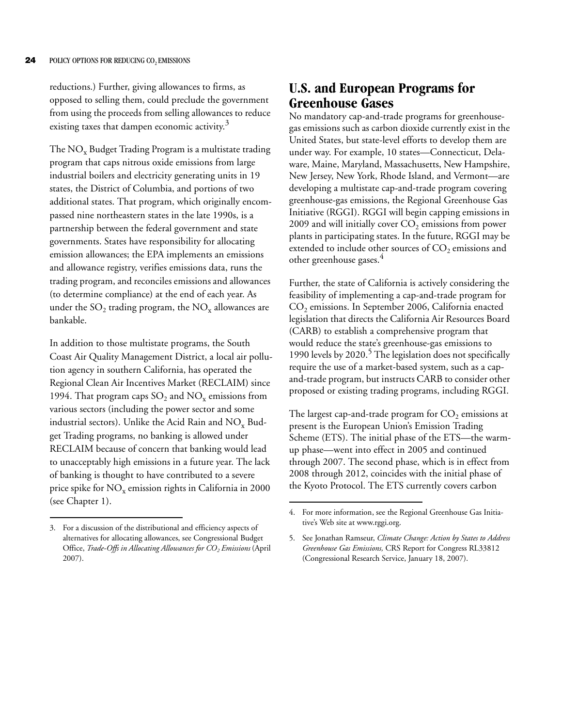reductions.) Further, giving allowances to firms, as opposed to selling them, could preclude the government from using the proceeds from selling allowances to reduce existing taxes that dampen economic activity.[3]

The $NO_x$ Budget Trading Program is a multistate trading program that caps nitrous oxide emissions from large industrial boilers and electricity generating units in 19 states, the District of Columbia, and portions of two additional states. That program, which originally encompassed nine northeastern states in the late 1990s, is a partnership between the federal government and state governments. States have responsibility for allocating emission allowances; the EPA implements an emissions and allowance registry, verifies emissions data, runs the trading program, and reconciles emissions and allowances (to determine compliance) at the end of each year. As under the $SO_2$ trading program, the $NO_x$ allowances are bankable.

In addition to those multistate programs, the South Coast Air Quality Management District, a local air pollution agency in southern California, has operated the Regional Clean Air Incentives Market (RECLAIM) since 1994. That program caps $SO_2$ and $NO_x$ emissions from various sectors (including the power sector and some industrial sectors). Unlike the Acid Rain and $NO_x$ Budget Trading programs, no banking is allowed under RECLAIM because of concern that banking would lead to unacceptably high emissions in a future year. The lack of banking is thought to have contributed to a severe price spike for $NO_x$ emission rights in California in 2000 (see Chapter 1).

3. For a discussion of the distributional and efficiency aspects of alternatives for allocating allowances, see Congressional Budget Office, *Trade-Offs in Allocating Allowances for $CO_2$ Emissions* (April 2007).

## U.S. and European Programs for Greenhouse Gases

No mandatory cap-and-trade programs for greenhouse-gas emissions such as carbon dioxide currently exist in the United States, but state-level efforts to develop them are under way. For example, 10 states—Connecticut, Delaware, Maine, Maryland, Massachusetts, New Hampshire, New Jersey, New York, Rhode Island, and Vermont—are developing a multistate cap-and-trade program covering greenhouse-gas emissions, the Regional Greenhouse Gas Initiative (RGGI). RGGI will begin capping emissions in 2009 and will initially cover $CO_2$ emissions from power plants in participating states. In the future, RGGI may be extended to include other sources of $CO_2$ emissions and other greenhouse gases.[4]

Further, the state of California is actively considering the feasibility of implementing a cap-and-trade program for $CO_2$ emissions. In September 2006, California enacted legislation that directs the California Air Resources Board (CARB) to establish a comprehensive program that would reduce the state's greenhouse-gas emissions to 1990 levels by 2020.[5] The legislation does not specifically require the use of a market-based system, such as a cap-and-trade program, but instructs CARB to consider other proposed or existing trading programs, including RGGI.

The largest cap-and-trade program for $CO_2$ emissions at present is the European Union's Emission Trading Scheme (ETS). The initial phase of the ETS—the warm-up phase—went into effect in 2005 and continued through 2007. The second phase, which is in effect from 2008 through 2012, coincides with the initial phase of the Kyoto Protocol. The ETS currently covers carbon

4. For more information, see the Regional Greenhouse Gas Initiative's Web site at www.rggi.org.

5. See Jonathan Ramseur, *Climate Change: Action by States to Address Greenhouse Gas Emissions,* CRS Report for Congress RL33812 (Congressional Research Service, January 18, 2007).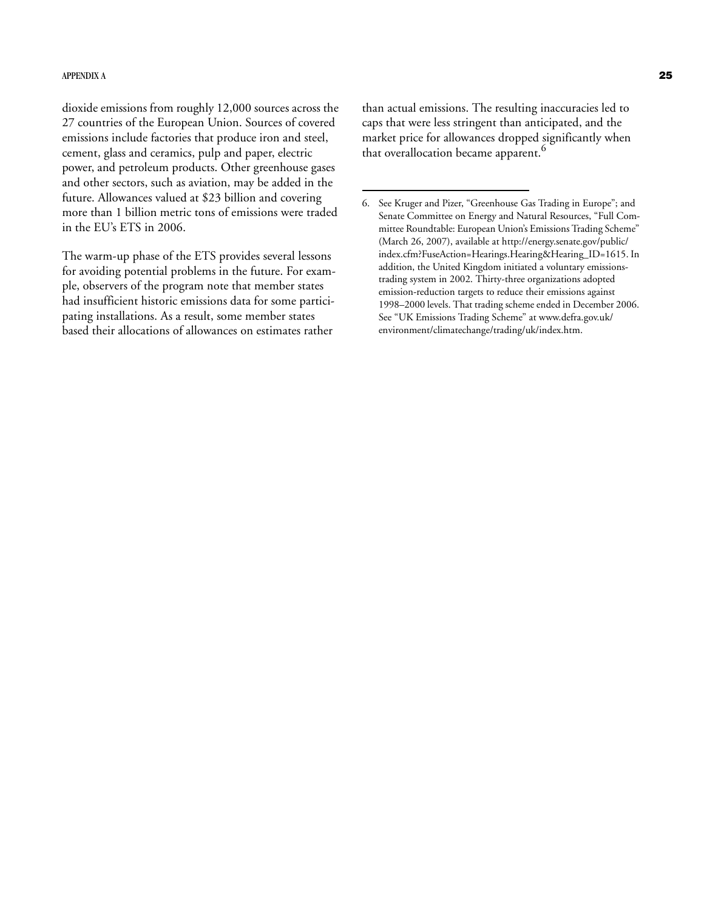dioxide emissions from roughly 12,000 sources across the 27 countries of the European Union. Sources of covered emissions include factories that produce iron and steel, cement, glass and ceramics, pulp and paper, electric power, and petroleum products. Other greenhouse gases and other sectors, such as aviation, may be added in the future. Allowances valued at $23 billion and covering more than 1 billion metric tons of emissions were traded in the EU's ETS in 2006.

The warm-up phase of the ETS provides several lessons for avoiding potential problems in the future. For example, observers of the program note that member states had insufficient historic emissions data for some participating installations. As a result, some member states based their allocations of allowances on estimates rather than actual emissions. The resulting inaccuracies led to caps that were less stringent than anticipated, and the market price for allowances dropped significantly when that overallocation became apparent.[6]

---

6. See Kruger and Pizer, "Greenhouse Gas Trading in Europe"; and Senate Committee on Energy and Natural Resources, "Full Committee Roundtable: European Union's Emissions Trading Scheme" (March 26, 2007), available at http://energy.senate.gov/public/index.cfm?FuseAction=Hearings.Hearing&Hearing_ID=1615. In addition, the United Kingdom initiated a voluntary emissions-trading system in 2002. Thirty-three organizations adopted emission-reduction targets to reduce their emissions against 1998–2000 levels. That trading scheme ended in December 2006. See "UK Emissions Trading Scheme" at www.defra.gov.uk/environment/climatechange/trading/uk/index.htm.